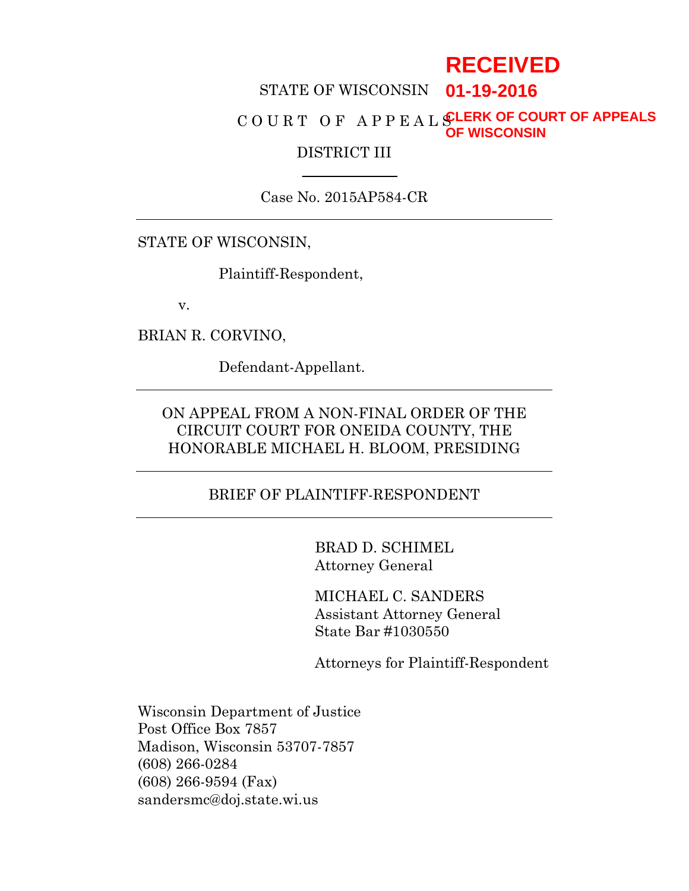RECEIVED
01-19-2016
CLERK OF COURT OF APPEALS
OF WISCONSIN

STATE OF WISCONSIN

C O U R T O F A P P E A L S

DISTRICT III

---

Case No. 2015AP584-CR

---

STATE OF WISCONSIN,

Plaintiff-Respondent,

v.

BRIAN R. CORVINO,

Defendant-Appellant.

---

ON APPEAL FROM A NON-FINAL ORDER OF THE CIRCUIT COURT FOR ONEIDA COUNTY, THE HONORABLE MICHAEL H. BLOOM, PRESIDING

---

BRIEF OF PLAINTIFF-RESPONDENT

---

BRAD D. SCHIMEL
Attorney General

MICHAEL C. SANDERS
Assistant Attorney General
State Bar #1030550

Attorneys for Plaintiff-Respondent

Wisconsin Department of Justice
Post Office Box 7857
Madison, Wisconsin 53707-7857
(608) 266-0284
(608) 266-9594 (Fax)
sandersmc@doj.state.wi.us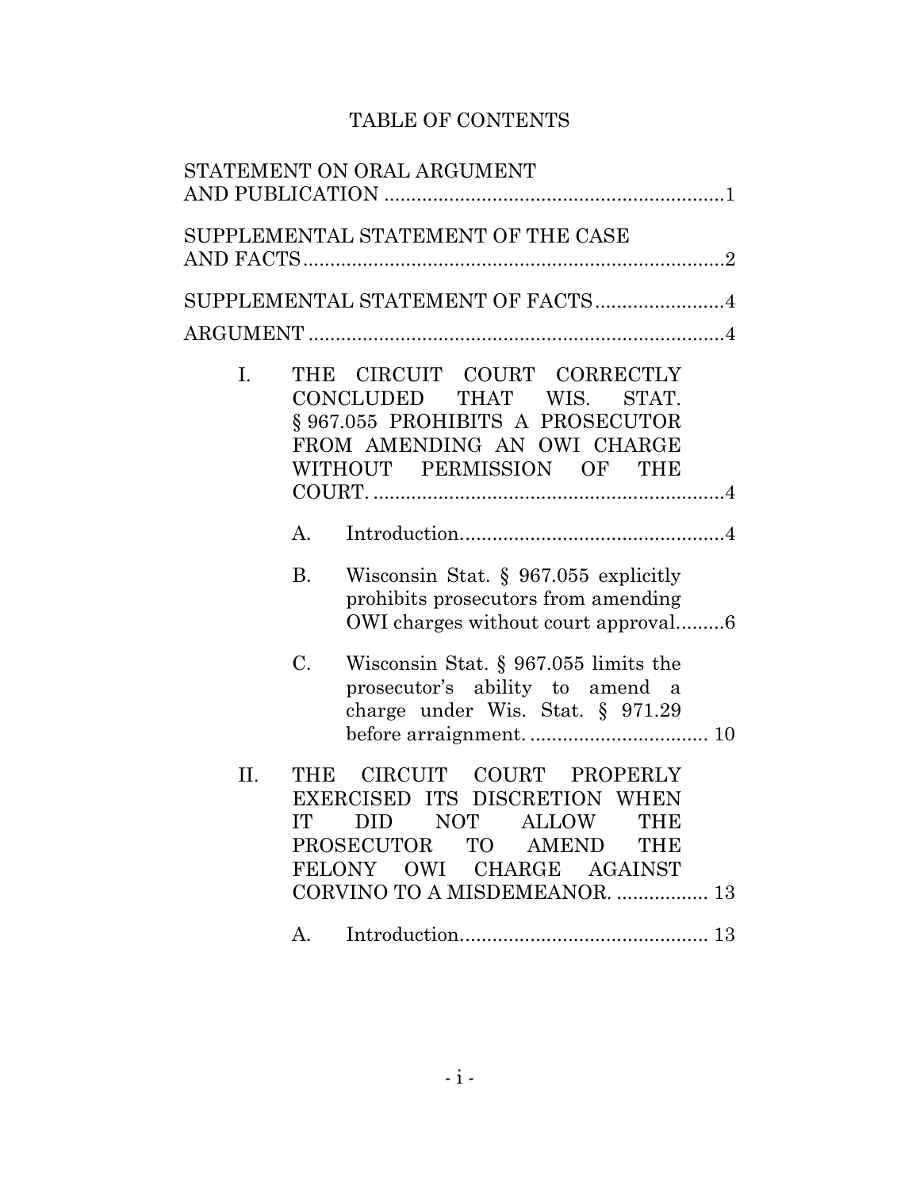# TABLE OF CONTENTS

STATEMENT ON ORAL ARGUMENT AND PUBLICATION ........................................................ 1

SUPPLEMENTAL STATEMENT OF THE CASE AND FACTS ........................................................ 2

SUPPLEMENTAL STATEMENT OF FACTS ........................ 4

ARGUMENT ........................................................ 4

- I. THE CIRCUIT COURT CORRECTLY CONCLUDED THAT WIS. STAT. § 967.055 PROHIBITS A PROSECUTOR FROM AMENDING AN OWI CHARGE WITHOUT PERMISSION OF THE COURT. ........................................................ 4
  - A. Introduction ........................................................ 4
  - B. Wisconsin Stat. § 967.055 explicitly prohibits prosecutors from amending OWI charges without court approval ......... 6
  - C. Wisconsin Stat. § 967.055 limits the prosecutor's ability to amend a charge under Wis. Stat. § 971.29 before arraignment. ................................ 10
- II. THE CIRCUIT COURT PROPERLY EXERCISED ITS DISCRETION WHEN IT DID NOT ALLOW THE PROSECUTOR TO AMEND THE FELONY OWI CHARGE AGAINST CORVINO TO A MISDEMEANOR. ................. 13
  - A. Introduction ........................................................ 13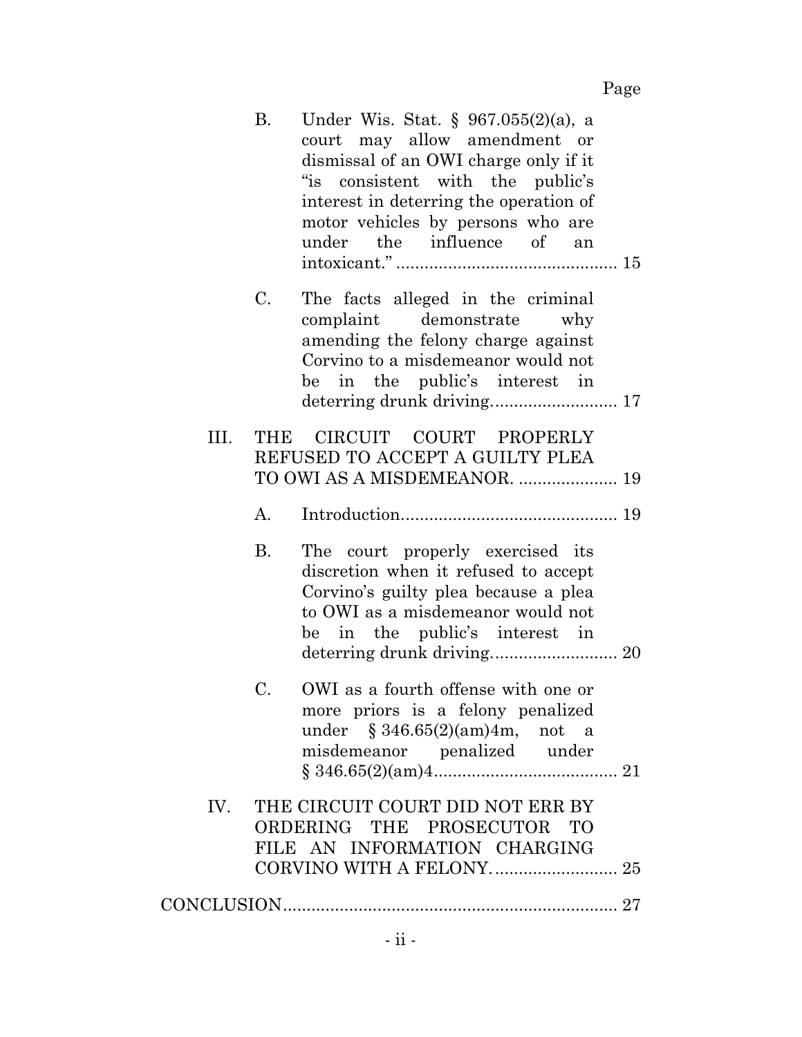Page

B. Under Wis. Stat. § 967.055(2)(a), a court may allow amendment or dismissal of an OWI charge only if it "is consistent with the public's interest in deterring the operation of motor vehicles by persons who are under the influence of an intoxicant." ............................................. 15

C. The facts alleged in the criminal complaint demonstrate why amending the felony charge against Corvino to a misdemeanor would not be in the public's interest in deterring drunk driving.......................... 17

III. THE CIRCUIT COURT PROPERLY REFUSED TO ACCEPT A GUILTY PLEA TO OWI AS A MISDEMEANOR. .................... 19

A. Introduction............................................. 19

B. The court properly exercised its discretion when it refused to accept Corvino's guilty plea because a plea to OWI as a misdemeanor would not be in the public's interest in deterring drunk driving.......................... 20

C. OWI as a fourth offense with one or more priors is a felony penalized under § 346.65(2)(am)4m, not a misdemeanor penalized under § 346.65(2)(am)4....................................... 21

IV. THE CIRCUIT COURT DID NOT ERR BY ORDERING THE PROSECUTOR TO FILE AN INFORMATION CHARGING CORVINO WITH A FELONY.......................... 25

CONCLUSION...................................................................... 27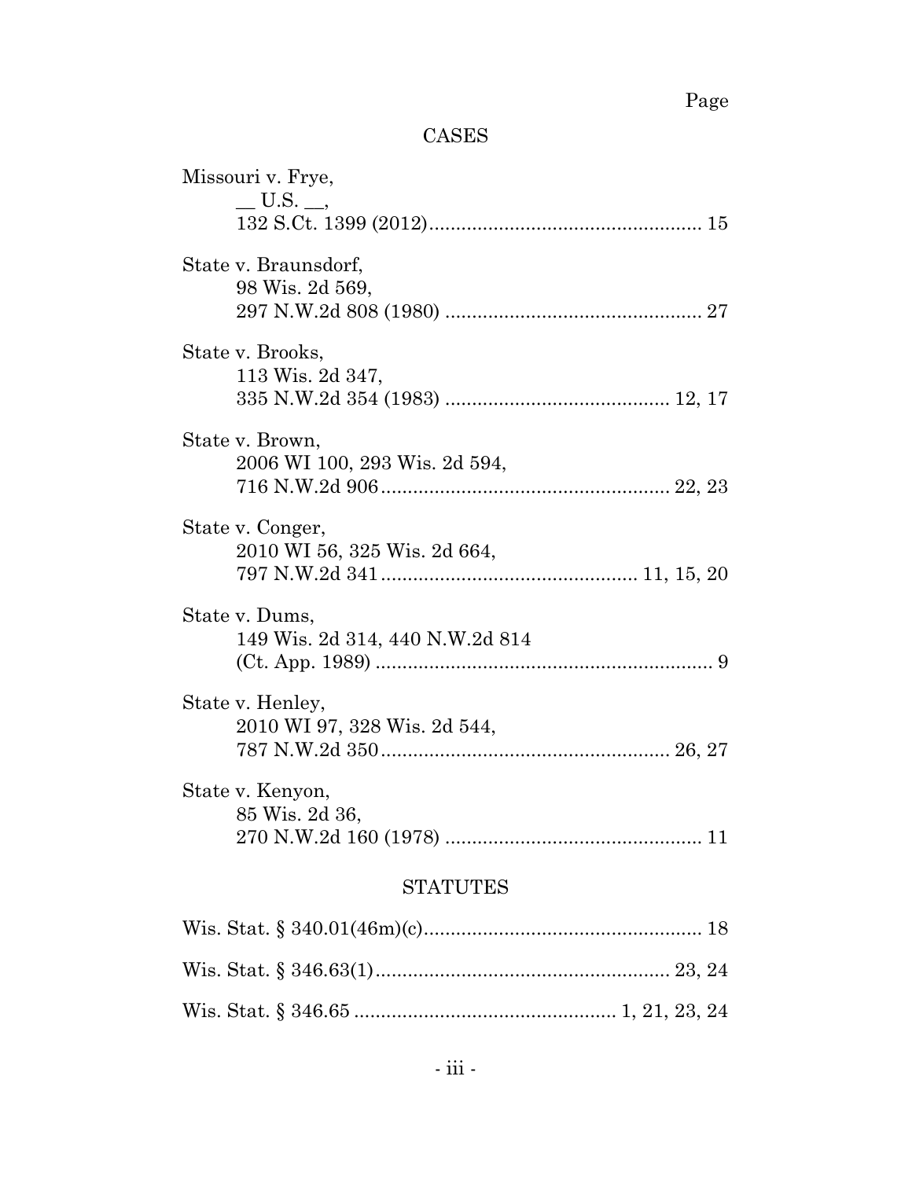Page

## CASES

Missouri v. Frye,
  __ U.S. __,
  132 S.Ct. 1399 (2012) .................................................. 15

State v. Braunsdorf,
  98 Wis. 2d 569,
  297 N.W.2d 808 (1980) ............................................... 27

State v. Brooks,
  113 Wis. 2d 347,
  335 N.W.2d 354 (1983) ......................................... 12, 17

State v. Brown,
  2006 WI 100, 293 Wis. 2d 594,
  716 N.W.2d 906 ..................................................... 22, 23

State v. Conger,
  2010 WI 56, 325 Wis. 2d 664,
  797 N.W.2d 341 ............................................... 11, 15, 20

State v. Dums,
  149 Wis. 2d 314, 440 N.W.2d 814
  (Ct. App. 1989) .............................................................. 9

State v. Henley,
  2010 WI 97, 328 Wis. 2d 544,
  787 N.W.2d 350 ..................................................... 26, 27

State v. Kenyon,
  85 Wis. 2d 36,
  270 N.W.2d 160 (1978) ............................................... 11

## STATUTES

Wis. Stat. § 340.01(46m)(c) .................................................... 18

Wis. Stat. § 346.63(1) ....................................................... 23, 24

Wis. Stat. § 346.65 ................................................ 1, 21, 23, 24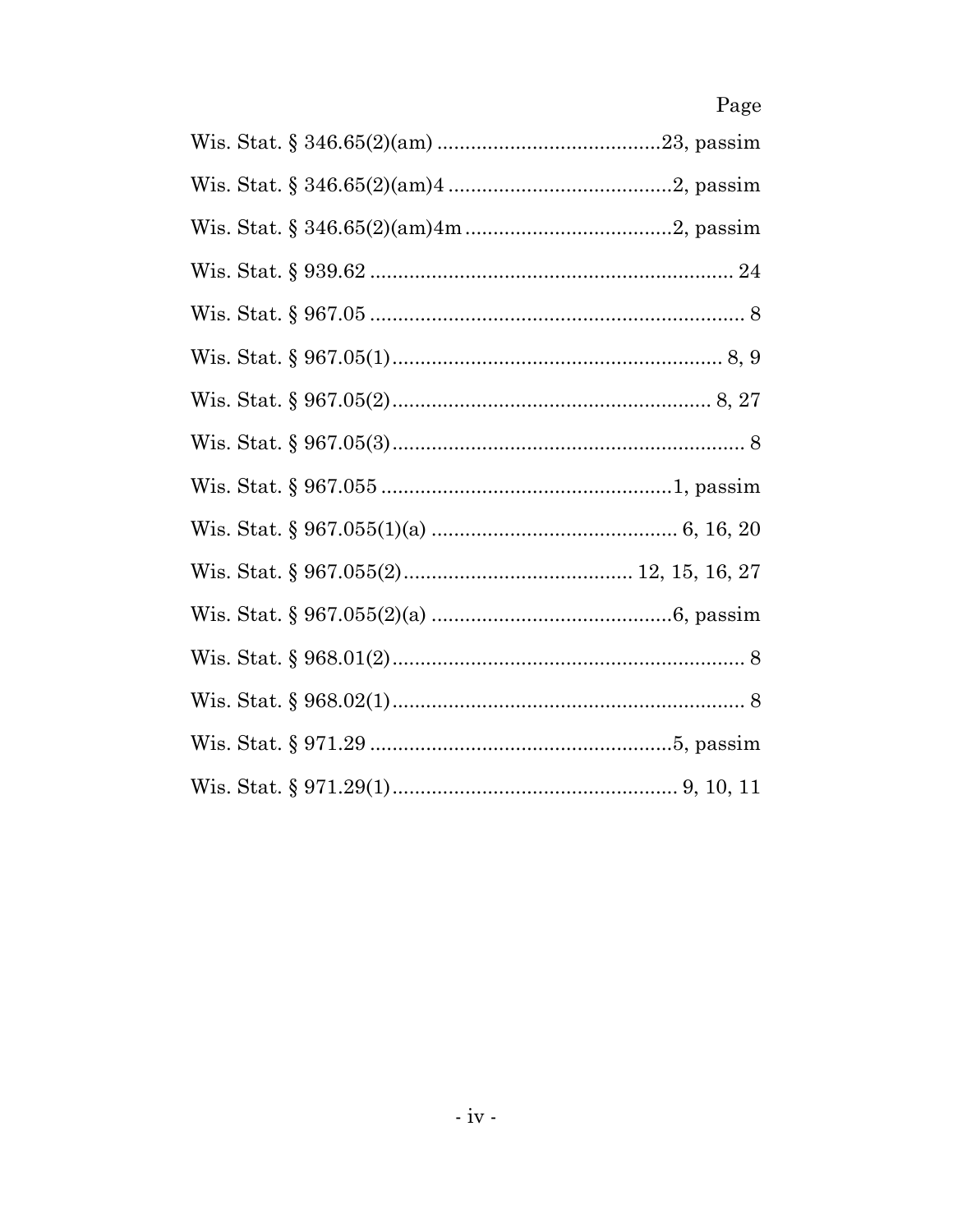Page

Wis. Stat. § 346.65(2)(am) ........................................23, passim

Wis. Stat. § 346.65(2)(am)4 ........................................2, passim

Wis. Stat. § 346.65(2)(am)4m .....................................2, passim

Wis. Stat. § 939.62 ................................................................. 24

Wis. Stat. § 967.05 ................................................................... 8

Wis. Stat. § 967.05(1) .......................................................... 8, 9

Wis. Stat. § 967.05(2) ........................................................ 8, 27

Wis. Stat. § 967.05(3) ............................................................... 8

Wis. Stat. § 967.055 ....................................................1, passim

Wis. Stat. § 967.055(1)(a) ........................................... 6, 16, 20

Wis. Stat. § 967.055(2) ......................................... 12, 15, 16, 27

Wis. Stat. § 967.055(2)(a) ...........................................6, passim

Wis. Stat. § 968.01(2) ............................................................... 8

Wis. Stat. § 968.02(1) ............................................................... 8

Wis. Stat. § 971.29 ......................................................5, passim

Wis. Stat. § 971.29(1) ................................................... 9, 10, 11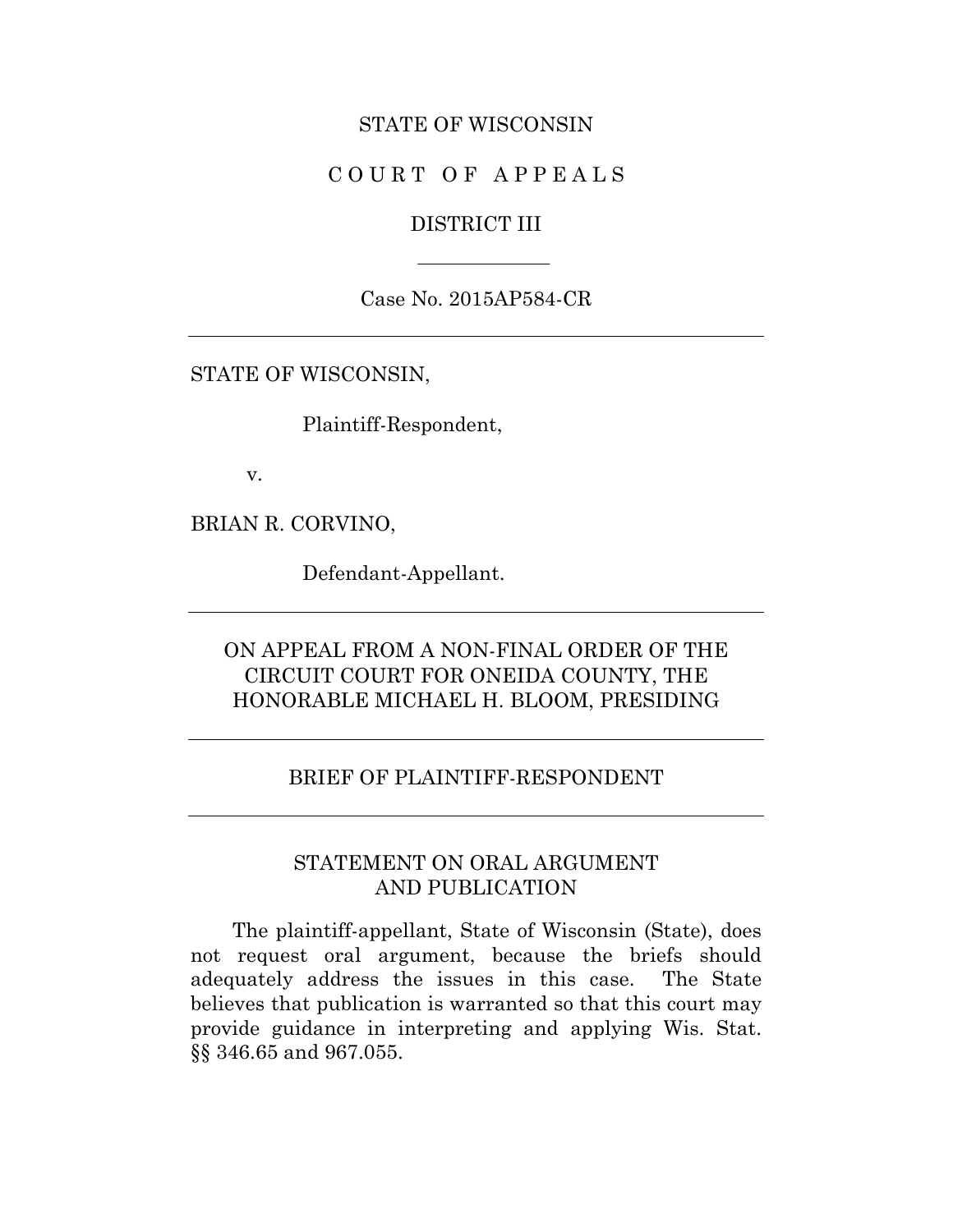STATE OF WISCONSIN

C O U R T O F A P P E A L S

DISTRICT III

Case No. 2015AP584-CR

---

STATE OF WISCONSIN,

Plaintiff-Respondent,

v.

BRIAN R. CORVINO,

Defendant-Appellant.

---

ON APPEAL FROM A NON-FINAL ORDER OF THE CIRCUIT COURT FOR ONEIDA COUNTY, THE HONORABLE MICHAEL H. BLOOM, PRESIDING

---

BRIEF OF PLAINTIFF-RESPONDENT

---

## STATEMENT ON ORAL ARGUMENT AND PUBLICATION

The plaintiff-appellant, State of Wisconsin (State), does not request oral argument, because the briefs should adequately address the issues in this case. The State believes that publication is warranted so that this court may provide guidance in interpreting and applying Wis. Stat. §§ 346.65 and 967.055.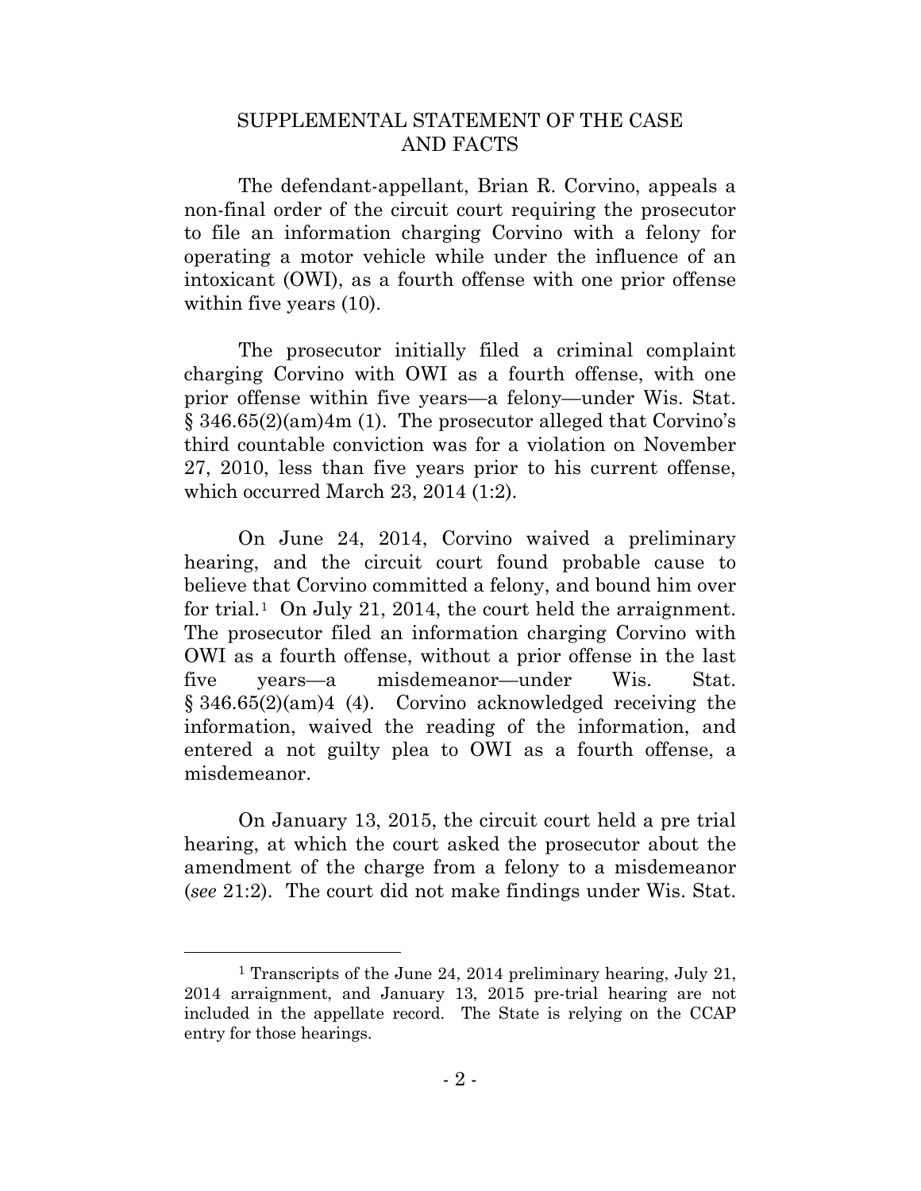## SUPPLEMENTAL STATEMENT OF THE CASE AND FACTS

The defendant-appellant, Brian R. Corvino, appeals a non-final order of the circuit court requiring the prosecutor to file an information charging Corvino with a felony for operating a motor vehicle while under the influence of an intoxicant (OWI), as a fourth offense with one prior offense within five years (10).

The prosecutor initially filed a criminal complaint charging Corvino with OWI as a fourth offense, with one prior offense within five years—a felony—under Wis. Stat. § 346.65(2)(am)4m (1). The prosecutor alleged that Corvino's third countable conviction was for a violation on November 27, 2010, less than five years prior to his current offense, which occurred March 23, 2014 (1:2).

On June 24, 2014, Corvino waived a preliminary hearing, and the circuit court found probable cause to believe that Corvino committed a felony, and bound him over for trial.[1] On July 21, 2014, the court held the arraignment. The prosecutor filed an information charging Corvino with OWI as a fourth offense, without a prior offense in the last five years—a misdemeanor—under Wis. Stat. § 346.65(2)(am)4 (4). Corvino acknowledged receiving the information, waived the reading of the information, and entered a not guilty plea to OWI as a fourth offense, a misdemeanor.

On January 13, 2015, the circuit court held a pre trial hearing, at which the court asked the prosecutor about the amendment of the charge from a felony to a misdemeanor (*see* 21:2). The court did not make findings under Wis. Stat.

---

[1] Transcripts of the June 24, 2014 preliminary hearing, July 21, 2014 arraignment, and January 13, 2015 pre-trial hearing are not included in the appellate record. The State is relying on the CCAP entry for those hearings.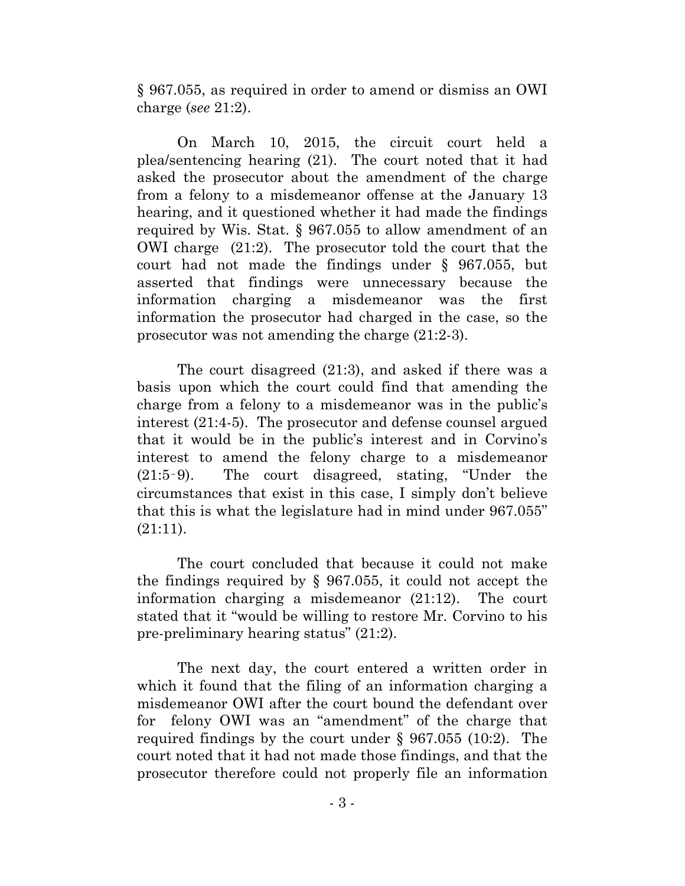§ 967.055, as required in order to amend or dismiss an OWI charge (*see* 21:2).

On March 10, 2015, the circuit court held a plea/sentencing hearing (21). The court noted that it had asked the prosecutor about the amendment of the charge from a felony to a misdemeanor offense at the January 13 hearing, and it questioned whether it had made the findings required by Wis. Stat. § 967.055 to allow amendment of an OWI charge (21:2). The prosecutor told the court that the court had not made the findings under § 967.055, but asserted that findings were unnecessary because the information charging a misdemeanor was the first information the prosecutor had charged in the case, so the prosecutor was not amending the charge (21:2-3).

The court disagreed (21:3), and asked if there was a basis upon which the court could find that amending the charge from a felony to a misdemeanor was in the public's interest (21:4-5). The prosecutor and defense counsel argued that it would be in the public's interest and in Corvino's interest to amend the felony charge to a misdemeanor (21:5-9). The court disagreed, stating, "Under the circumstances that exist in this case, I simply don't believe that this is what the legislature had in mind under 967.055" (21:11).

The court concluded that because it could not make the findings required by § 967.055, it could not accept the information charging a misdemeanor (21:12). The court stated that it "would be willing to restore Mr. Corvino to his pre-preliminary hearing status" (21:2).

The next day, the court entered a written order in which it found that the filing of an information charging a misdemeanor OWI after the court bound the defendant over for felony OWI was an "amendment" of the charge that required findings by the court under § 967.055 (10:2). The court noted that it had not made those findings, and that the prosecutor therefore could not properly file an information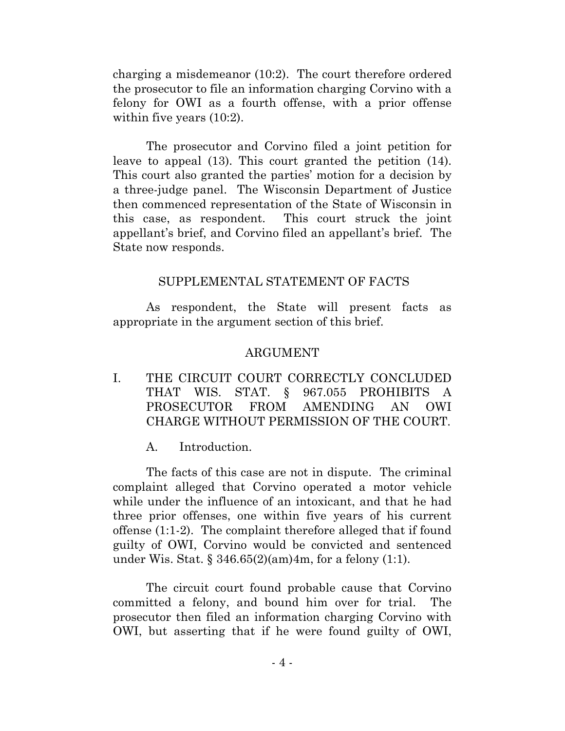charging a misdemeanor (10:2). The court therefore ordered the prosecutor to file an information charging Corvino with a felony for OWI as a fourth offense, with a prior offense within five years (10:2).

The prosecutor and Corvino filed a joint petition for leave to appeal (13). This court granted the petition (14). This court also granted the parties' motion for a decision by a three-judge panel. The Wisconsin Department of Justice then commenced representation of the State of Wisconsin in this case, as respondent. This court struck the joint appellant's brief, and Corvino filed an appellant's brief. The State now responds.

## SUPPLEMENTAL STATEMENT OF FACTS

As respondent, the State will present facts as appropriate in the argument section of this brief.

## ARGUMENT

### I. THE CIRCUIT COURT CORRECTLY CONCLUDED THAT WIS. STAT. § 967.055 PROHIBITS A PROSECUTOR FROM AMENDING AN OWI CHARGE WITHOUT PERMISSION OF THE COURT.

#### A. Introduction.

The facts of this case are not in dispute. The criminal complaint alleged that Corvino operated a motor vehicle while under the influence of an intoxicant, and that he had three prior offenses, one within five years of his current offense (1:1-2). The complaint therefore alleged that if found guilty of OWI, Corvino would be convicted and sentenced under Wis. Stat. § 346.65(2)(am)4m, for a felony (1:1).

The circuit court found probable cause that Corvino committed a felony, and bound him over for trial. The prosecutor then filed an information charging Corvino with OWI, but asserting that if he were found guilty of OWI,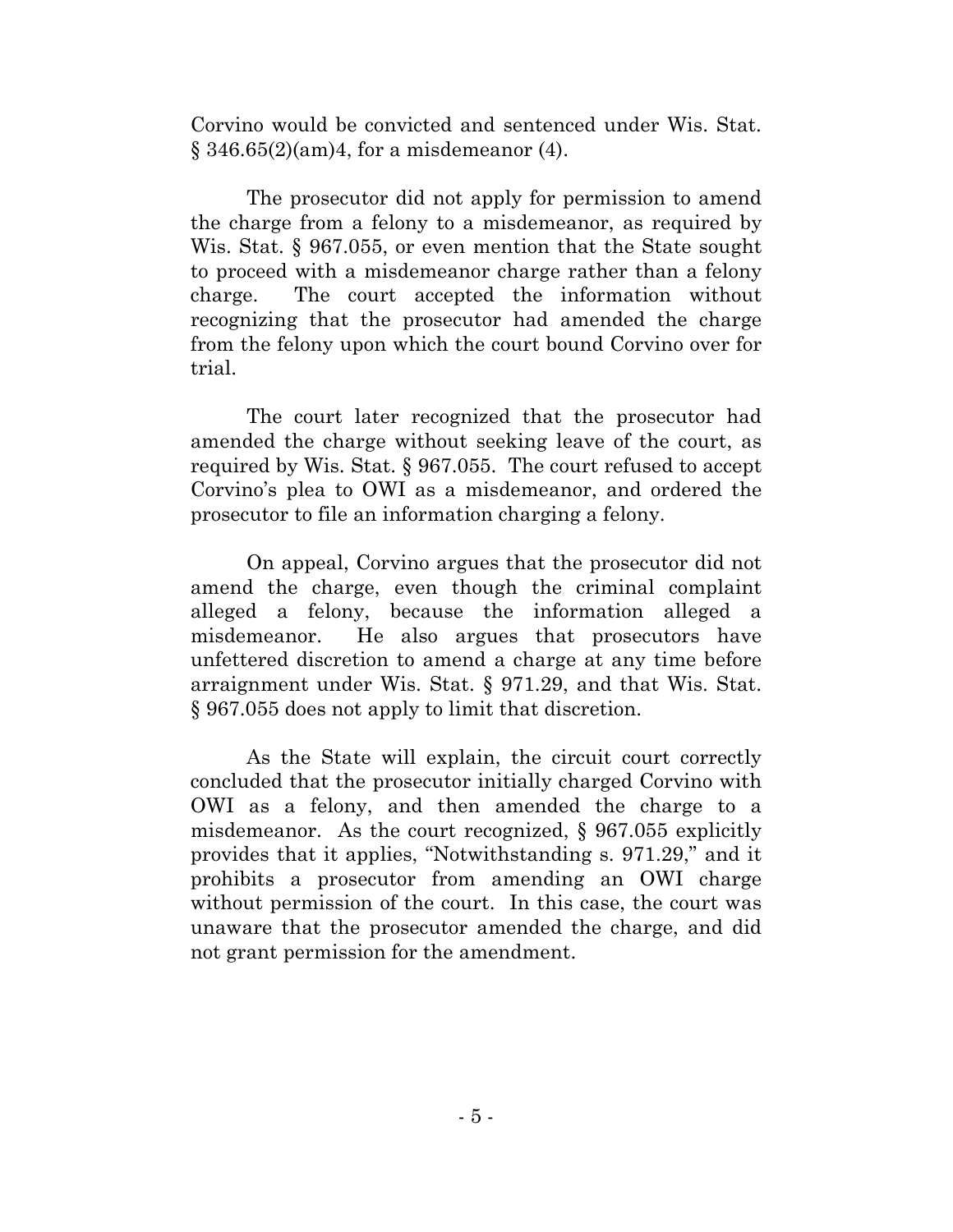Corvino would be convicted and sentenced under Wis. Stat. § 346.65(2)(am)4, for a misdemeanor (4).

The prosecutor did not apply for permission to amend the charge from a felony to a misdemeanor, as required by Wis. Stat. § 967.055, or even mention that the State sought to proceed with a misdemeanor charge rather than a felony charge. The court accepted the information without recognizing that the prosecutor had amended the charge from the felony upon which the court bound Corvino over for trial.

The court later recognized that the prosecutor had amended the charge without seeking leave of the court, as required by Wis. Stat. § 967.055. The court refused to accept Corvino's plea to OWI as a misdemeanor, and ordered the prosecutor to file an information charging a felony.

On appeal, Corvino argues that the prosecutor did not amend the charge, even though the criminal complaint alleged a felony, because the information alleged a misdemeanor. He also argues that prosecutors have unfettered discretion to amend a charge at any time before arraignment under Wis. Stat. § 971.29, and that Wis. Stat. § 967.055 does not apply to limit that discretion.

As the State will explain, the circuit court correctly concluded that the prosecutor initially charged Corvino with OWI as a felony, and then amended the charge to a misdemeanor. As the court recognized, § 967.055 explicitly provides that it applies, "Notwithstanding s. 971.29," and it prohibits a prosecutor from amending an OWI charge without permission of the court. In this case, the court was unaware that the prosecutor amended the charge, and did not grant permission for the amendment.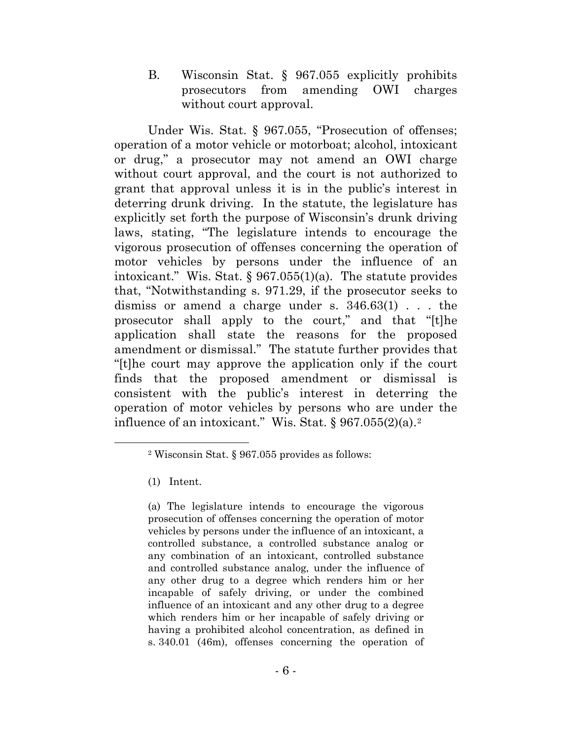B. Wisconsin Stat. § 967.055 explicitly prohibits prosecutors from amending OWI charges without court approval.

Under Wis. Stat. § 967.055, "Prosecution of offenses; operation of a motor vehicle or motorboat; alcohol, intoxicant or drug," a prosecutor may not amend an OWI charge without court approval, and the court is not authorized to grant that approval unless it is in the public's interest in deterring drunk driving. In the statute, the legislature has explicitly set forth the purpose of Wisconsin's drunk driving laws, stating, "The legislature intends to encourage the vigorous prosecution of offenses concerning the operation of motor vehicles by persons under the influence of an intoxicant." Wis. Stat. § 967.055(1)(a). The statute provides that, "Notwithstanding s. 971.29, if the prosecutor seeks to dismiss or amend a charge under s. 346.63(1) . . . the prosecutor shall apply to the court," and that "[t]he application shall state the reasons for the proposed amendment or dismissal." The statute further provides that "[t]he court may approve the application only if the court finds that the proposed amendment or dismissal is consistent with the public's interest in deterring the operation of motor vehicles by persons who are under the influence of an intoxicant." Wis. Stat. § 967.055(2)(a).[2]

---

[2] Wisconsin Stat. § 967.055 provides as follows:

(1) Intent.

(a) The legislature intends to encourage the vigorous prosecution of offenses concerning the operation of motor vehicles by persons under the influence of an intoxicant, a controlled substance, a controlled substance analog or any combination of an intoxicant, controlled substance and controlled substance analog, under the influence of any other drug to a degree which renders him or her incapable of safely driving, or under the combined influence of an intoxicant and any other drug to a degree which renders him or her incapable of safely driving or having a prohibited alcohol concentration, as defined in s. 340.01 (46m), offenses concerning the operation of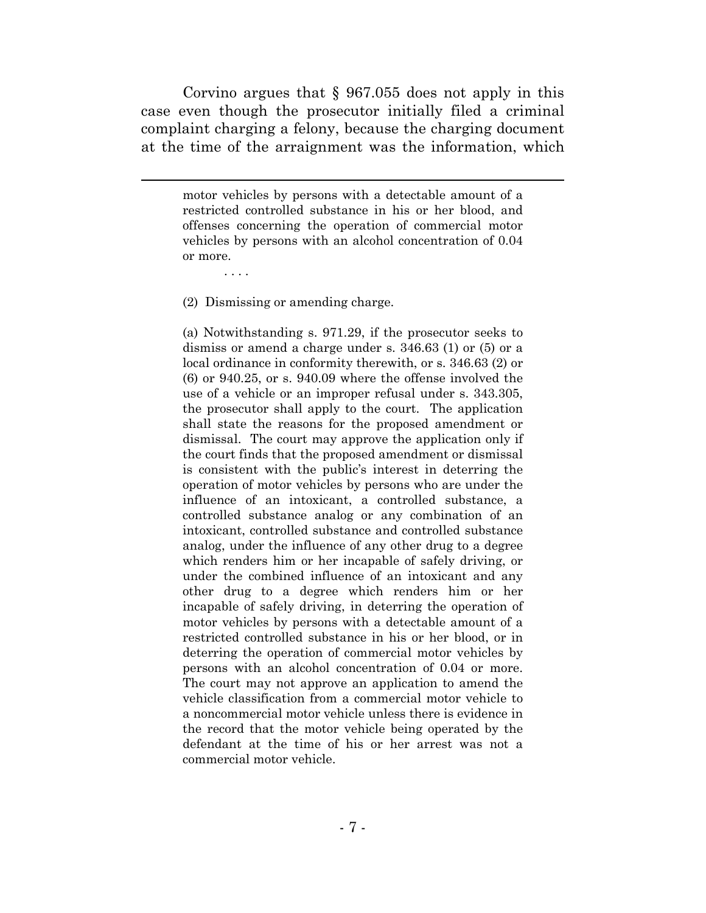Corvino argues that § 967.055 does not apply in this case even though the prosecutor initially filed a criminal complaint charging a felony, because the charging document at the time of the arraignment was the information, which

---

> motor vehicles by persons with a detectable amount of a restricted controlled substance in his or her blood, and offenses concerning the operation of commercial motor vehicles by persons with an alcohol concentration of 0.04 or more.
>
> . . . .
>
> (2) Dismissing or amending charge.
>
> (a) Notwithstanding s. 971.29, if the prosecutor seeks to dismiss or amend a charge under s. 346.63 (1) or (5) or a local ordinance in conformity therewith, or s. 346.63 (2) or (6) or 940.25, or s. 940.09 where the offense involved the use of a vehicle or an improper refusal under s. 343.305, the prosecutor shall apply to the court. The application shall state the reasons for the proposed amendment or dismissal. The court may approve the application only if the court finds that the proposed amendment or dismissal is consistent with the public's interest in deterring the operation of motor vehicles by persons who are under the influence of an intoxicant, a controlled substance, a controlled substance analog or any combination of an intoxicant, controlled substance and controlled substance analog, under the influence of any other drug to a degree which renders him or her incapable of safely driving, or under the combined influence of an intoxicant and any other drug to a degree which renders him or her incapable of safely driving, in deterring the operation of motor vehicles by persons with a detectable amount of a restricted controlled substance in his or her blood, or in deterring the operation of commercial motor vehicles by persons with an alcohol concentration of 0.04 or more. The court may not approve an application to amend the vehicle classification from a commercial motor vehicle to a noncommercial motor vehicle unless there is evidence in the record that the motor vehicle being operated by the defendant at the time of his or her arrest was not a commercial motor vehicle.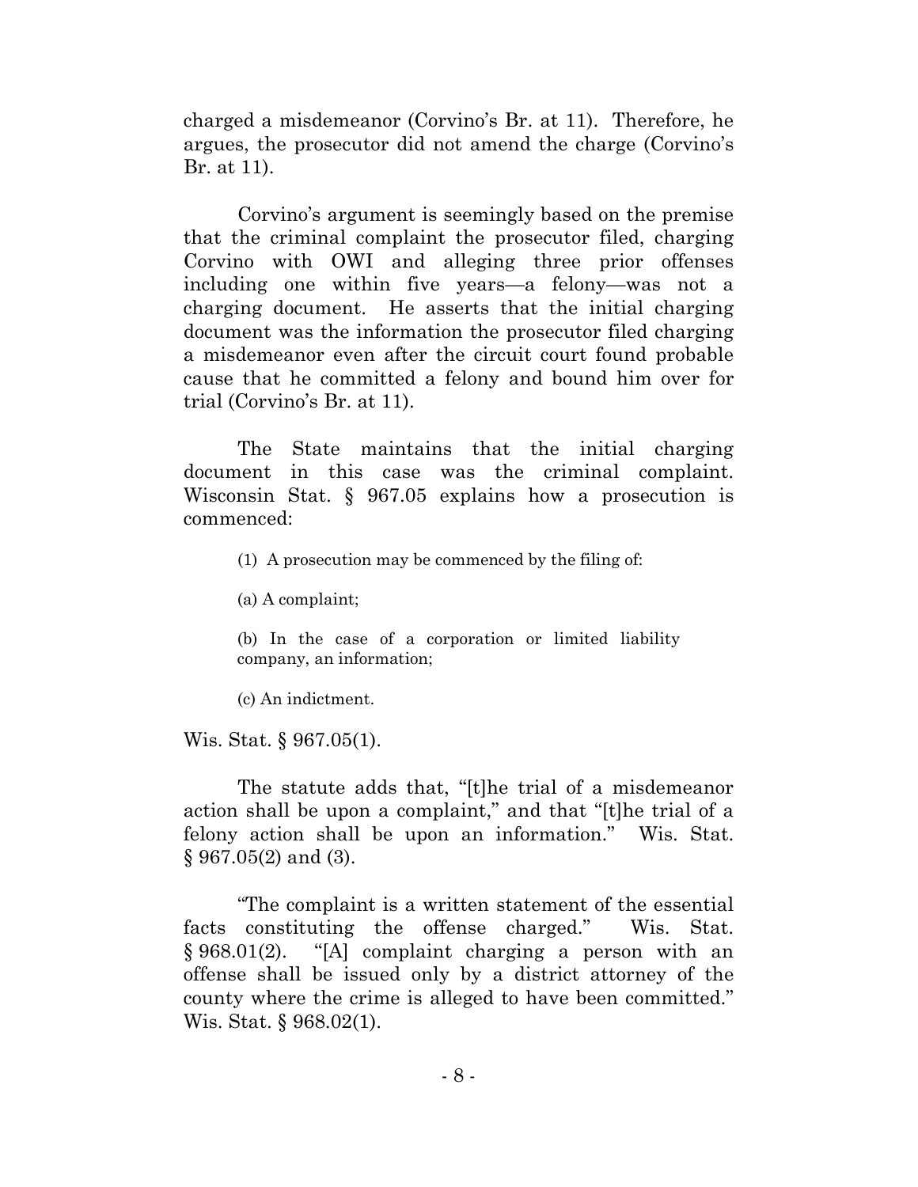charged a misdemeanor (Corvino's Br. at 11). Therefore, he argues, the prosecutor did not amend the charge (Corvino's Br. at 11).

Corvino's argument is seemingly based on the premise that the criminal complaint the prosecutor filed, charging Corvino with OWI and alleging three prior offenses including one within five years—a felony—was not a charging document. He asserts that the initial charging document was the information the prosecutor filed charging a misdemeanor even after the circuit court found probable cause that he committed a felony and bound him over for trial (Corvino's Br. at 11).

The State maintains that the initial charging document in this case was the criminal complaint. Wisconsin Stat. § 967.05 explains how a prosecution is commenced:

> (1) A prosecution may be commenced by the filing of:
>
> (a) A complaint;
>
> (b) In the case of a corporation or limited liability company, an information;
>
> (c) An indictment.

Wis. Stat. § 967.05(1).

The statute adds that, "[t]he trial of a misdemeanor action shall be upon a complaint," and that "[t]he trial of a felony action shall be upon an information." Wis. Stat. § 967.05(2) and (3).

"The complaint is a written statement of the essential facts constituting the offense charged." Wis. Stat. § 968.01(2). "[A] complaint charging a person with an offense shall be issued only by a district attorney of the county where the crime is alleged to have been committed." Wis. Stat. § 968.02(1).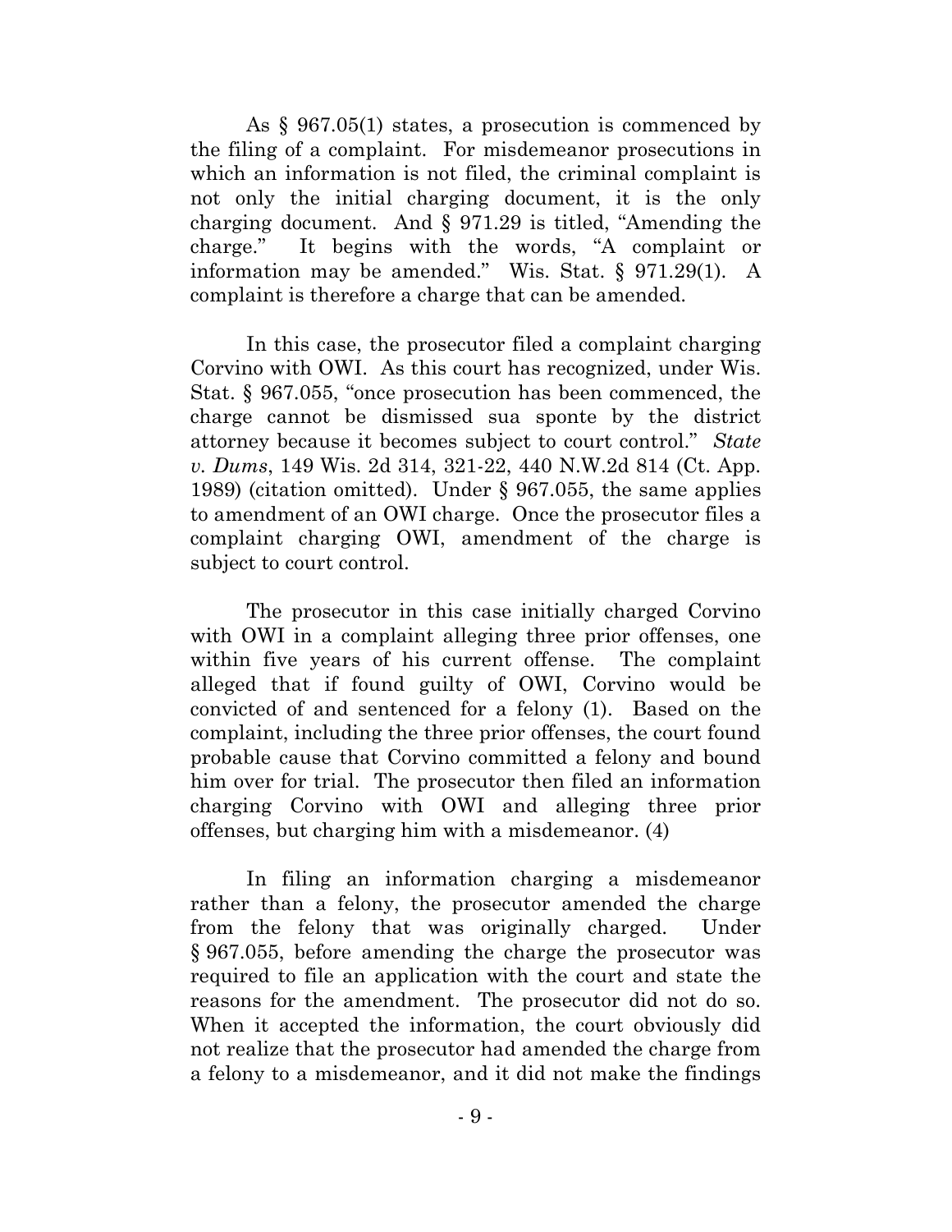As § 967.05(1) states, a prosecution is commenced by the filing of a complaint. For misdemeanor prosecutions in which an information is not filed, the criminal complaint is not only the initial charging document, it is the only charging document. And § 971.29 is titled, "Amending the charge." It begins with the words, "A complaint or information may be amended." Wis. Stat. § 971.29(1). A complaint is therefore a charge that can be amended.

In this case, the prosecutor filed a complaint charging Corvino with OWI. As this court has recognized, under Wis. Stat. § 967.055, "once prosecution has been commenced, the charge cannot be dismissed sua sponte by the district attorney because it becomes subject to court control." *State v. Dums*, 149 Wis. 2d 314, 321-22, 440 N.W.2d 814 (Ct. App. 1989) (citation omitted). Under § 967.055, the same applies to amendment of an OWI charge. Once the prosecutor files a complaint charging OWI, amendment of the charge is subject to court control.

The prosecutor in this case initially charged Corvino with OWI in a complaint alleging three prior offenses, one within five years of his current offense. The complaint alleged that if found guilty of OWI, Corvino would be convicted of and sentenced for a felony (1). Based on the complaint, including the three prior offenses, the court found probable cause that Corvino committed a felony and bound him over for trial. The prosecutor then filed an information charging Corvino with OWI and alleging three prior offenses, but charging him with a misdemeanor. (4)

In filing an information charging a misdemeanor rather than a felony, the prosecutor amended the charge from the felony that was originally charged. Under § 967.055, before amending the charge the prosecutor was required to file an application with the court and state the reasons for the amendment. The prosecutor did not do so. When it accepted the information, the court obviously did not realize that the prosecutor had amended the charge from a felony to a misdemeanor, and it did not make the findings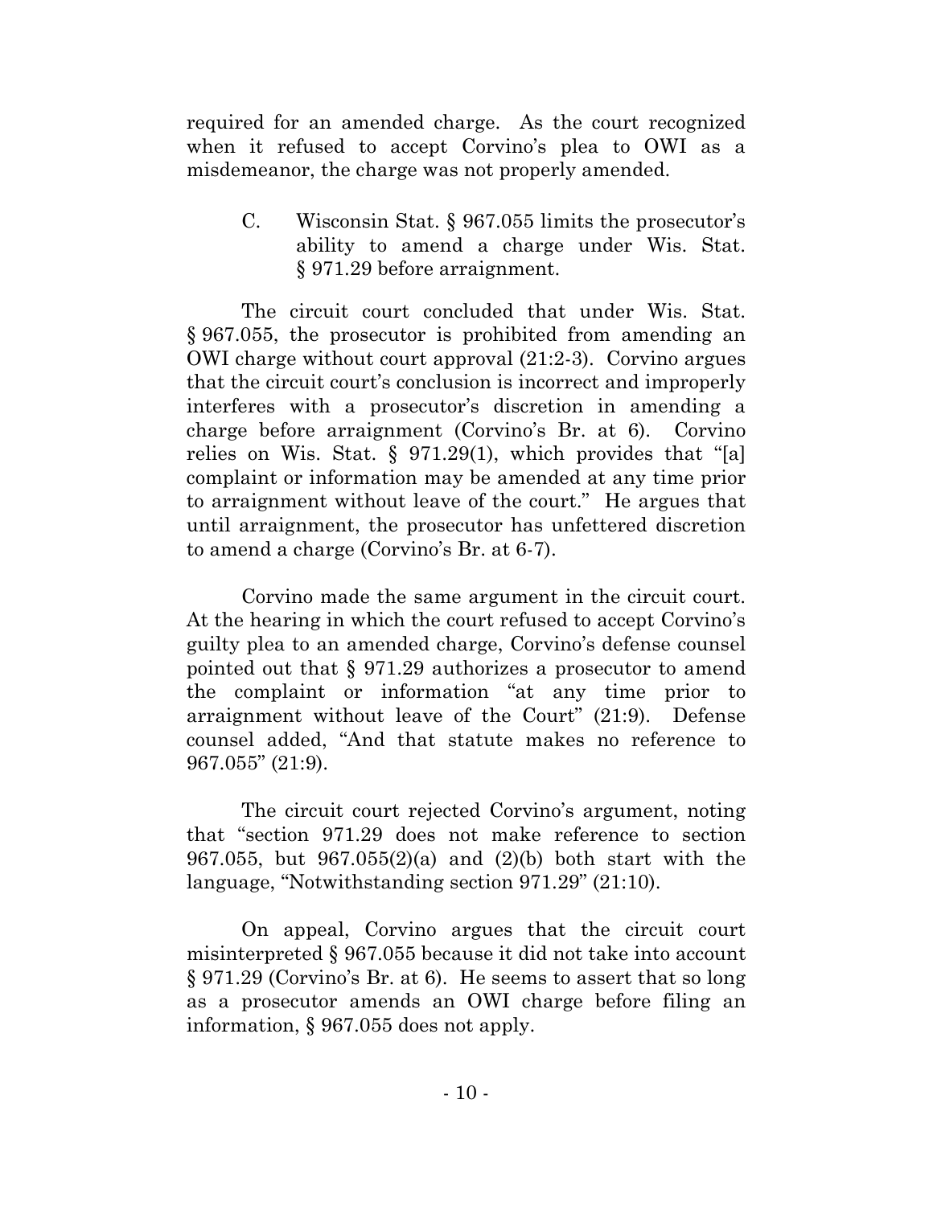required for an amended charge. As the court recognized when it refused to accept Corvino's plea to OWI as a misdemeanor, the charge was not properly amended.

### C. Wisconsin Stat. § 967.055 limits the prosecutor's ability to amend a charge under Wis. Stat. § 971.29 before arraignment.

The circuit court concluded that under Wis. Stat. § 967.055, the prosecutor is prohibited from amending an OWI charge without court approval (21:2-3). Corvino argues that the circuit court's conclusion is incorrect and improperly interferes with a prosecutor's discretion in amending a charge before arraignment (Corvino's Br. at 6). Corvino relies on Wis. Stat. § 971.29(1), which provides that "[a] complaint or information may be amended at any time prior to arraignment without leave of the court." He argues that until arraignment, the prosecutor has unfettered discretion to amend a charge (Corvino's Br. at 6-7).

Corvino made the same argument in the circuit court. At the hearing in which the court refused to accept Corvino's guilty plea to an amended charge, Corvino's defense counsel pointed out that § 971.29 authorizes a prosecutor to amend the complaint or information "at any time prior to arraignment without leave of the Court" (21:9). Defense counsel added, "And that statute makes no reference to 967.055" (21:9).

The circuit court rejected Corvino's argument, noting that "section 971.29 does not make reference to section 967.055, but 967.055(2)(a) and (2)(b) both start with the language, "Notwithstanding section 971.29" (21:10).

On appeal, Corvino argues that the circuit court misinterpreted § 967.055 because it did not take into account § 971.29 (Corvino's Br. at 6). He seems to assert that so long as a prosecutor amends an OWI charge before filing an information, § 967.055 does not apply.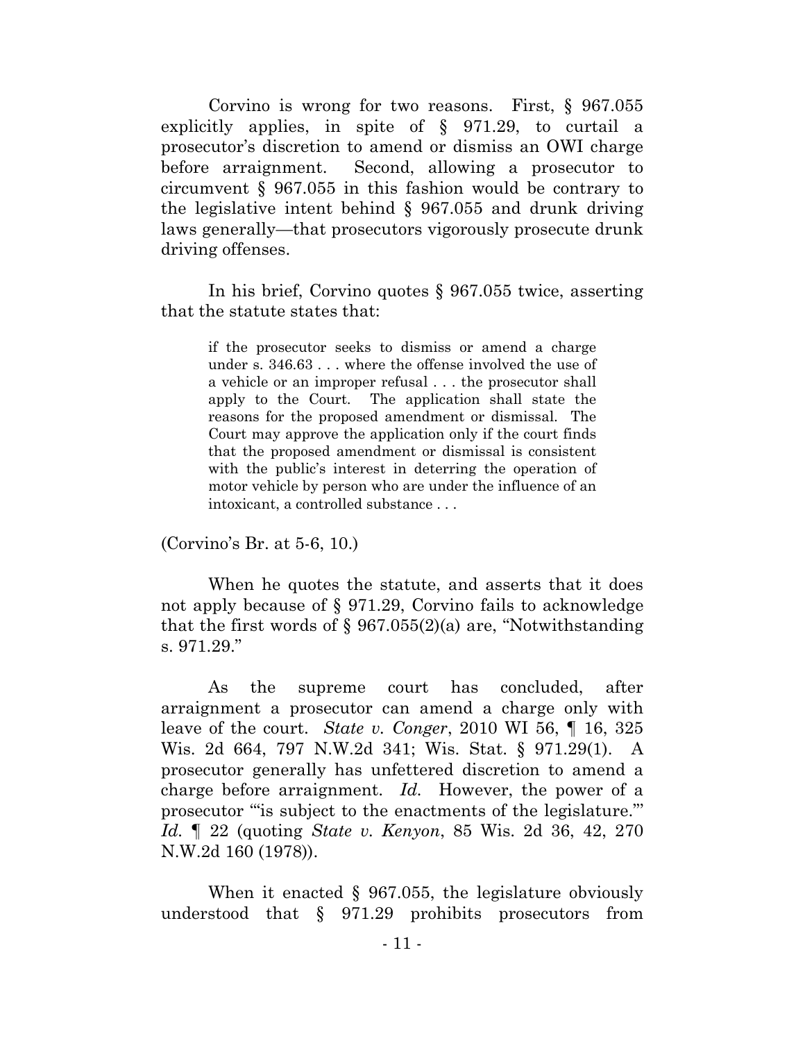Corvino is wrong for two reasons. First, § 967.055 explicitly applies, in spite of § 971.29, to curtail a prosecutor's discretion to amend or dismiss an OWI charge before arraignment. Second, allowing a prosecutor to circumvent § 967.055 in this fashion would be contrary to the legislative intent behind § 967.055 and drunk driving laws generally—that prosecutors vigorously prosecute drunk driving offenses.

In his brief, Corvino quotes § 967.055 twice, asserting that the statute states that:

> if the prosecutor seeks to dismiss or amend a charge under s. 346.63 . . . where the offense involved the use of a vehicle or an improper refusal . . . the prosecutor shall apply to the Court. The application shall state the reasons for the proposed amendment or dismissal. The Court may approve the application only if the court finds that the proposed amendment or dismissal is consistent with the public's interest in deterring the operation of motor vehicle by person who are under the influence of an intoxicant, a controlled substance . . .

(Corvino's Br. at 5-6, 10.)

When he quotes the statute, and asserts that it does not apply because of § 971.29, Corvino fails to acknowledge that the first words of § 967.055(2)(a) are, "Notwithstanding s. 971.29."

As the supreme court has concluded, after arraignment a prosecutor can amend a charge only with leave of the court. *State v. Conger*, 2010 WI 56, ¶ 16, 325 Wis. 2d 664, 797 N.W.2d 341; Wis. Stat. § 971.29(1). A prosecutor generally has unfettered discretion to amend a charge before arraignment. *Id.* However, the power of a prosecutor "'is subject to the enactments of the legislature.'" *Id.* ¶ 22 (quoting *State v. Kenyon*, 85 Wis. 2d 36, 42, 270 N.W.2d 160 (1978)).

When it enacted § 967.055, the legislature obviously understood that § 971.29 prohibits prosecutors from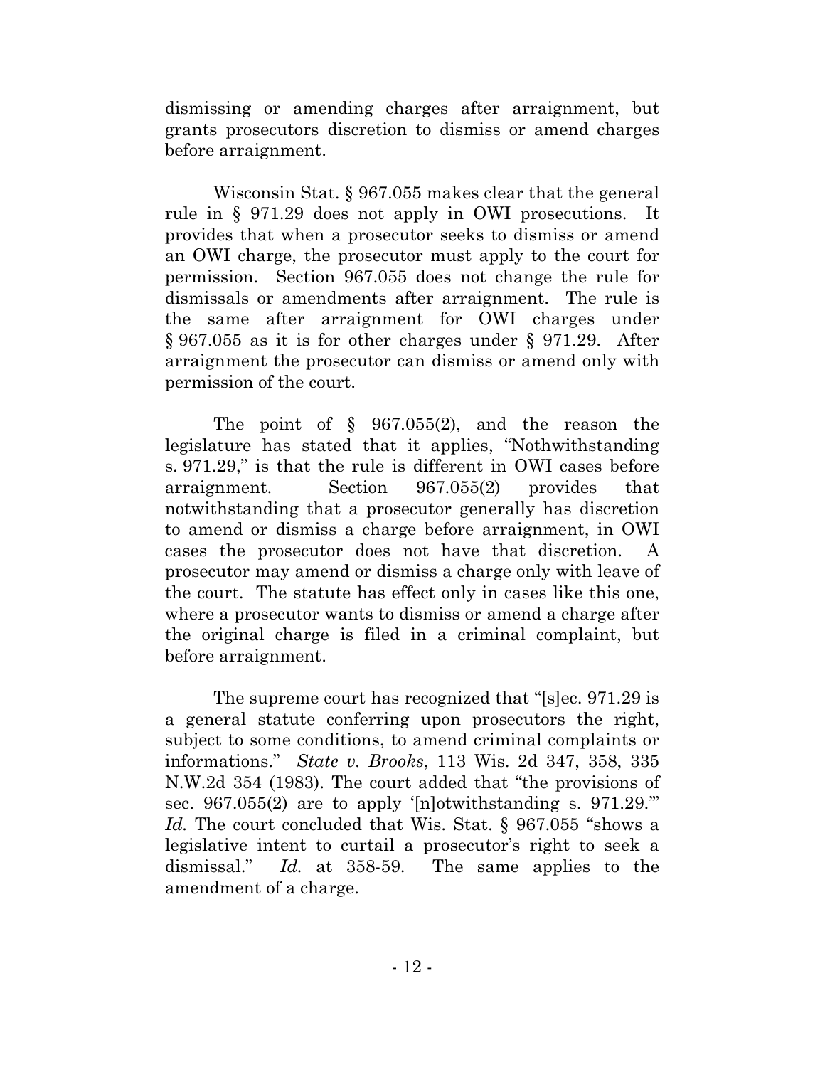dismissing or amending charges after arraignment, but grants prosecutors discretion to dismiss or amend charges before arraignment.

Wisconsin Stat. § 967.055 makes clear that the general rule in § 971.29 does not apply in OWI prosecutions. It provides that when a prosecutor seeks to dismiss or amend an OWI charge, the prosecutor must apply to the court for permission. Section 967.055 does not change the rule for dismissals or amendments after arraignment. The rule is the same after arraignment for OWI charges under § 967.055 as it is for other charges under § 971.29. After arraignment the prosecutor can dismiss or amend only with permission of the court.

The point of § 967.055(2), and the reason the legislature has stated that it applies, "Nothwithstanding s. 971.29," is that the rule is different in OWI cases before arraignment. Section 967.055(2) provides that notwithstanding that a prosecutor generally has discretion to amend or dismiss a charge before arraignment, in OWI cases the prosecutor does not have that discretion. A prosecutor may amend or dismiss a charge only with leave of the court. The statute has effect only in cases like this one, where a prosecutor wants to dismiss or amend a charge after the original charge is filed in a criminal complaint, but before arraignment.

The supreme court has recognized that "[s]ec. 971.29 is a general statute conferring upon prosecutors the right, subject to some conditions, to amend criminal complaints or informations." *State v. Brooks*, 113 Wis. 2d 347, 358, 335 N.W.2d 354 (1983). The court added that "the provisions of sec. 967.055(2) are to apply '[n]otwithstanding s. 971.29.'" *Id.* The court concluded that Wis. Stat. § 967.055 "shows a legislative intent to curtail a prosecutor's right to seek a dismissal." *Id.* at 358-59. The same applies to the amendment of a charge.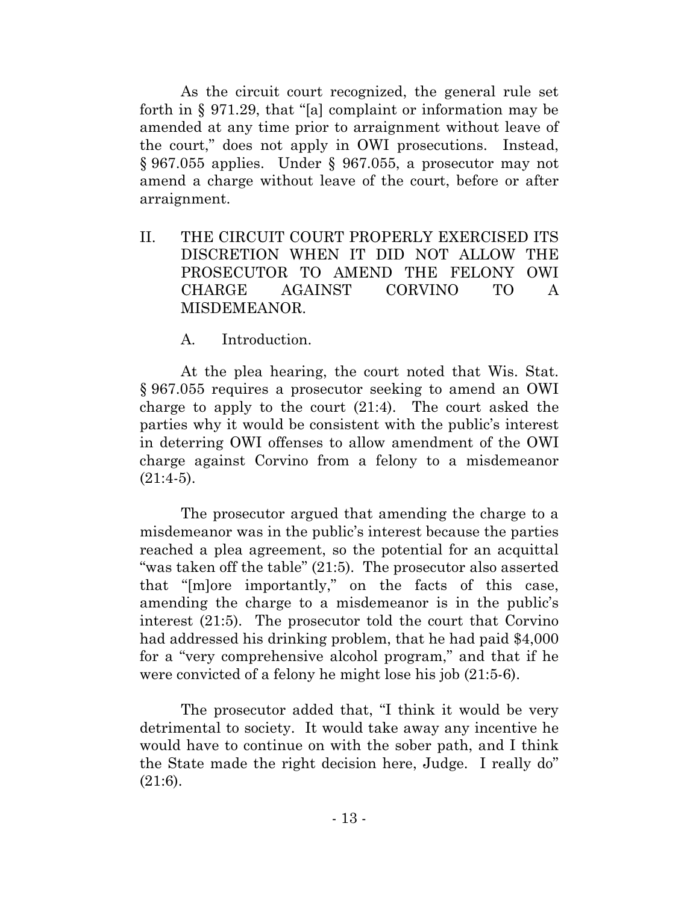As the circuit court recognized, the general rule set forth in § 971.29, that "[a] complaint or information may be amended at any time prior to arraignment without leave of the court," does not apply in OWI prosecutions. Instead, § 967.055 applies. Under § 967.055, a prosecutor may not amend a charge without leave of the court, before or after arraignment.

## II. THE CIRCUIT COURT PROPERLY EXERCISED ITS DISCRETION WHEN IT DID NOT ALLOW THE PROSECUTOR TO AMEND THE FELONY OWI CHARGE AGAINST CORVINO TO A MISDEMEANOR.

### A. Introduction.

At the plea hearing, the court noted that Wis. Stat. § 967.055 requires a prosecutor seeking to amend an OWI charge to apply to the court (21:4). The court asked the parties why it would be consistent with the public's interest in deterring OWI offenses to allow amendment of the OWI charge against Corvino from a felony to a misdemeanor (21:4-5).

The prosecutor argued that amending the charge to a misdemeanor was in the public's interest because the parties reached a plea agreement, so the potential for an acquittal "was taken off the table" (21:5). The prosecutor also asserted that "[m]ore importantly," on the facts of this case, amending the charge to a misdemeanor is in the public's interest (21:5). The prosecutor told the court that Corvino had addressed his drinking problem, that he had paid $4,000 for a "very comprehensive alcohol program," and that if he were convicted of a felony he might lose his job (21:5-6).

The prosecutor added that, "I think it would be very detrimental to society. It would take away any incentive he would have to continue on with the sober path, and I think the State made the right decision here, Judge. I really do" (21:6).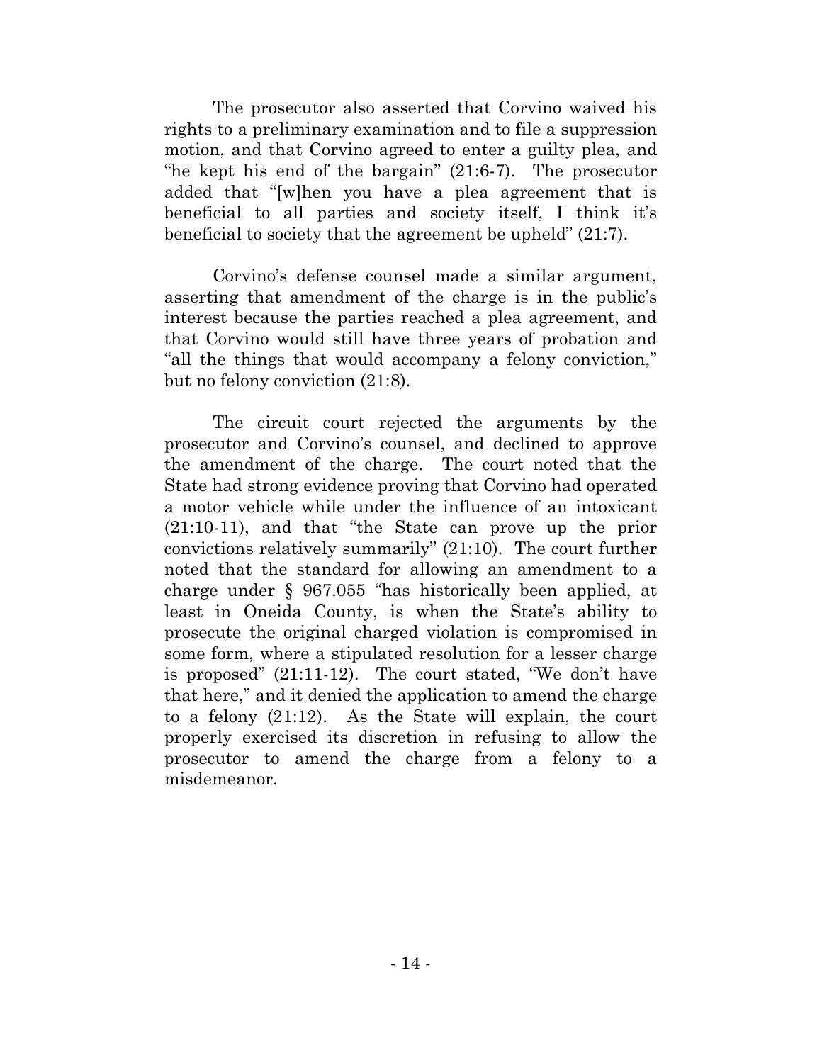The prosecutor also asserted that Corvino waived his rights to a preliminary examination and to file a suppression motion, and that Corvino agreed to enter a guilty plea, and "he kept his end of the bargain" (21:6-7). The prosecutor added that "[w]hen you have a plea agreement that is beneficial to all parties and society itself, I think it's beneficial to society that the agreement be upheld" (21:7).

Corvino's defense counsel made a similar argument, asserting that amendment of the charge is in the public's interest because the parties reached a plea agreement, and that Corvino would still have three years of probation and "all the things that would accompany a felony conviction," but no felony conviction (21:8).

The circuit court rejected the arguments by the prosecutor and Corvino's counsel, and declined to approve the amendment of the charge. The court noted that the State had strong evidence proving that Corvino had operated a motor vehicle while under the influence of an intoxicant (21:10-11), and that "the State can prove up the prior convictions relatively summarily" (21:10). The court further noted that the standard for allowing an amendment to a charge under § 967.055 "has historically been applied, at least in Oneida County, is when the State's ability to prosecute the original charged violation is compromised in some form, where a stipulated resolution for a lesser charge is proposed" (21:11-12). The court stated, "We don't have that here," and it denied the application to amend the charge to a felony (21:12). As the State will explain, the court properly exercised its discretion in refusing to allow the prosecutor to amend the charge from a felony to a misdemeanor.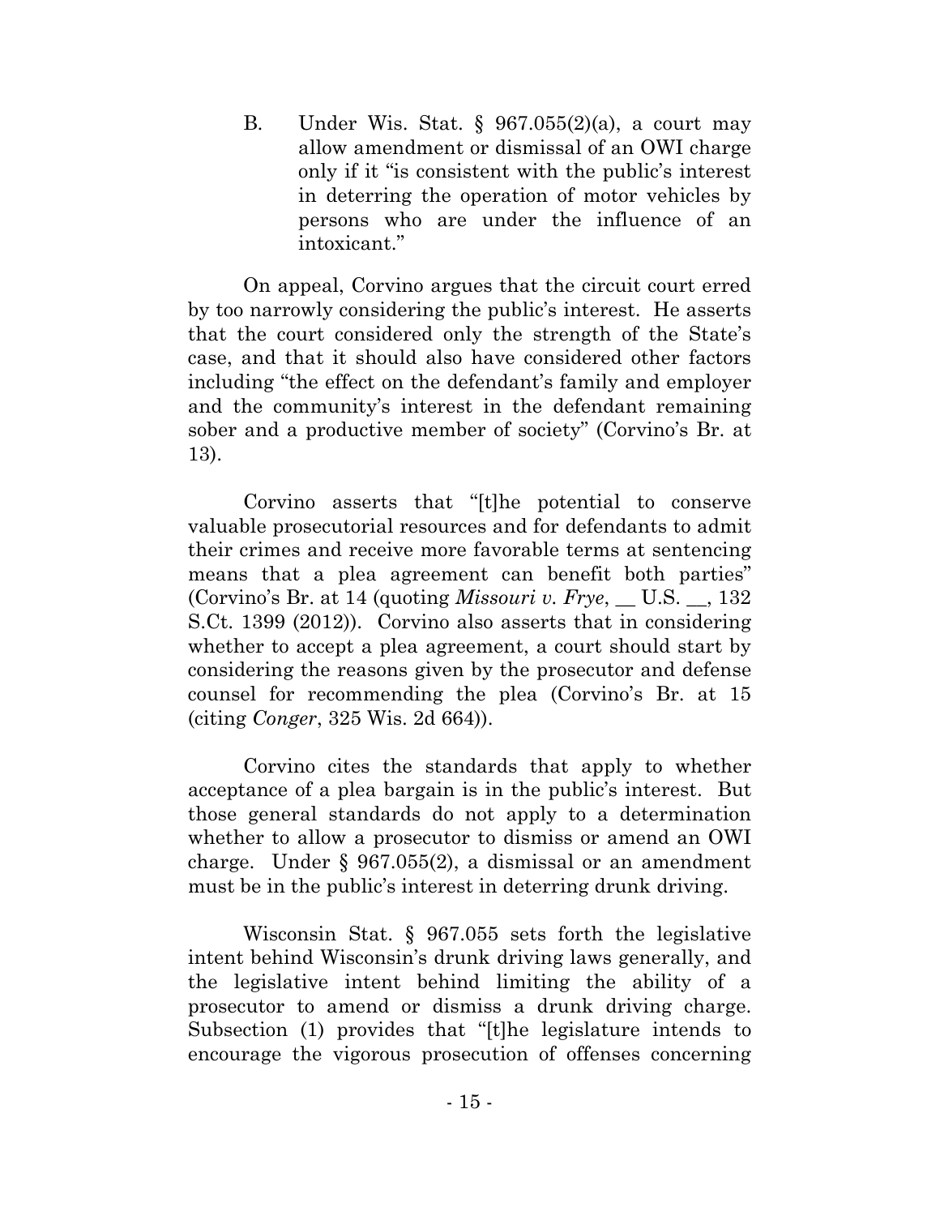B. Under Wis. Stat. § 967.055(2)(a), a court may allow amendment or dismissal of an OWI charge only if it "is consistent with the public's interest in deterring the operation of motor vehicles by persons who are under the influence of an intoxicant."

On appeal, Corvino argues that the circuit court erred by too narrowly considering the public's interest. He asserts that the court considered only the strength of the State's case, and that it should also have considered other factors including "the effect on the defendant's family and employer and the community's interest in the defendant remaining sober and a productive member of society" (Corvino's Br. at 13).

Corvino asserts that "[t]he potential to conserve valuable prosecutorial resources and for defendants to admit their crimes and receive more favorable terms at sentencing means that a plea agreement can benefit both parties" (Corvino's Br. at 14 (quoting *Missouri v. Frye*, __ U.S. __, 132 S.Ct. 1399 (2012)). Corvino also asserts that in considering whether to accept a plea agreement, a court should start by considering the reasons given by the prosecutor and defense counsel for recommending the plea (Corvino's Br. at 15 (citing *Conger*, 325 Wis. 2d 664)).

Corvino cites the standards that apply to whether acceptance of a plea bargain is in the public's interest. But those general standards do not apply to a determination whether to allow a prosecutor to dismiss or amend an OWI charge. Under § 967.055(2), a dismissal or an amendment must be in the public's interest in deterring drunk driving.

Wisconsin Stat. § 967.055 sets forth the legislative intent behind Wisconsin's drunk driving laws generally, and the legislative intent behind limiting the ability of a prosecutor to amend or dismiss a drunk driving charge. Subsection (1) provides that "[t]he legislature intends to encourage the vigorous prosecution of offenses concerning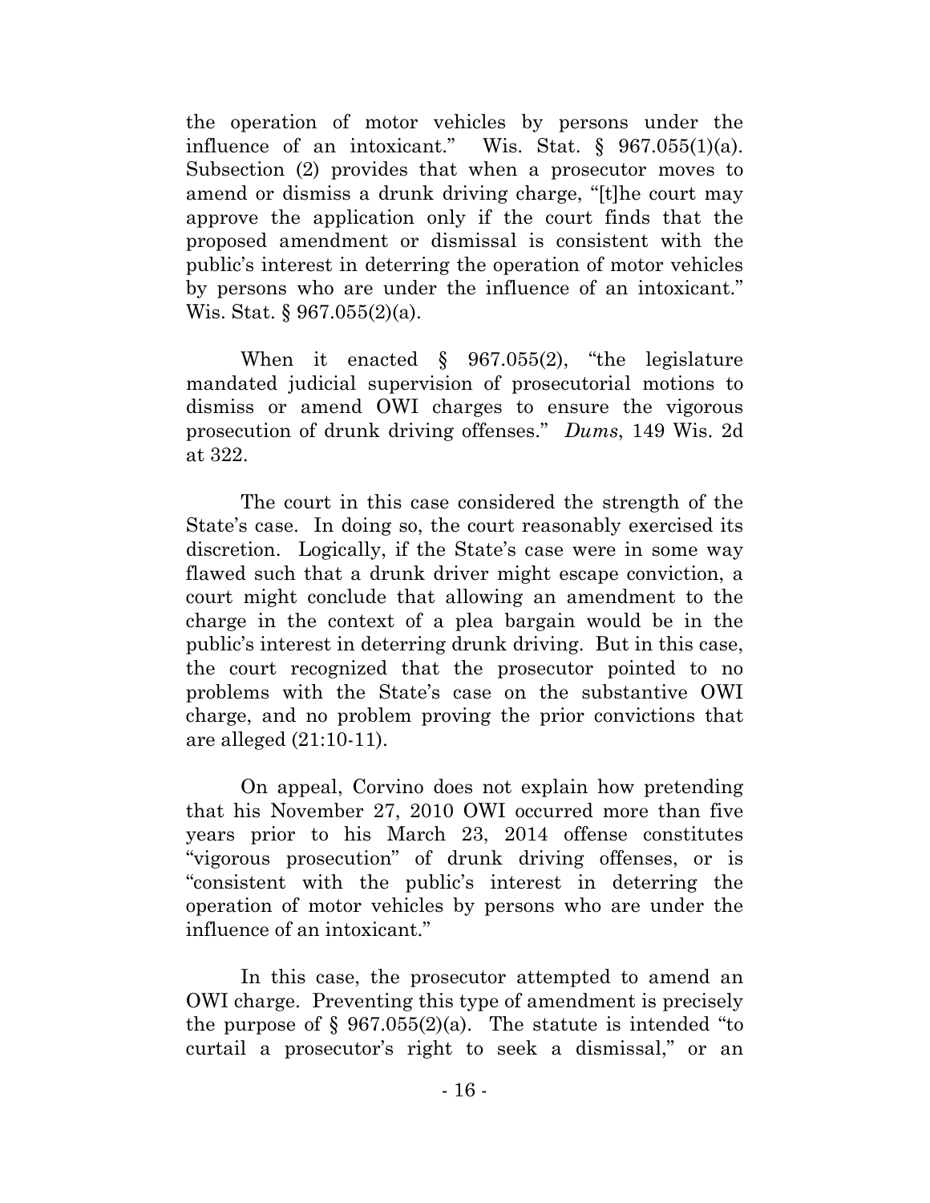the operation of motor vehicles by persons under the influence of an intoxicant." Wis. Stat. § 967.055(1)(a). Subsection (2) provides that when a prosecutor moves to amend or dismiss a drunk driving charge, "[t]he court may approve the application only if the court finds that the proposed amendment or dismissal is consistent with the public's interest in deterring the operation of motor vehicles by persons who are under the influence of an intoxicant." Wis. Stat. § 967.055(2)(a).

When it enacted § 967.055(2), "the legislature mandated judicial supervision of prosecutorial motions to dismiss or amend OWI charges to ensure the vigorous prosecution of drunk driving offenses." *Dums*, 149 Wis. 2d at 322.

The court in this case considered the strength of the State's case. In doing so, the court reasonably exercised its discretion. Logically, if the State's case were in some way flawed such that a drunk driver might escape conviction, a court might conclude that allowing an amendment to the charge in the context of a plea bargain would be in the public's interest in deterring drunk driving. But in this case, the court recognized that the prosecutor pointed to no problems with the State's case on the substantive OWI charge, and no problem proving the prior convictions that are alleged (21:10-11).

On appeal, Corvino does not explain how pretending that his November 27, 2010 OWI occurred more than five years prior to his March 23, 2014 offense constitutes "vigorous prosecution" of drunk driving offenses, or is "consistent with the public's interest in deterring the operation of motor vehicles by persons who are under the influence of an intoxicant."

In this case, the prosecutor attempted to amend an OWI charge. Preventing this type of amendment is precisely the purpose of § 967.055(2)(a). The statute is intended "to curtail a prosecutor's right to seek a dismissal," or an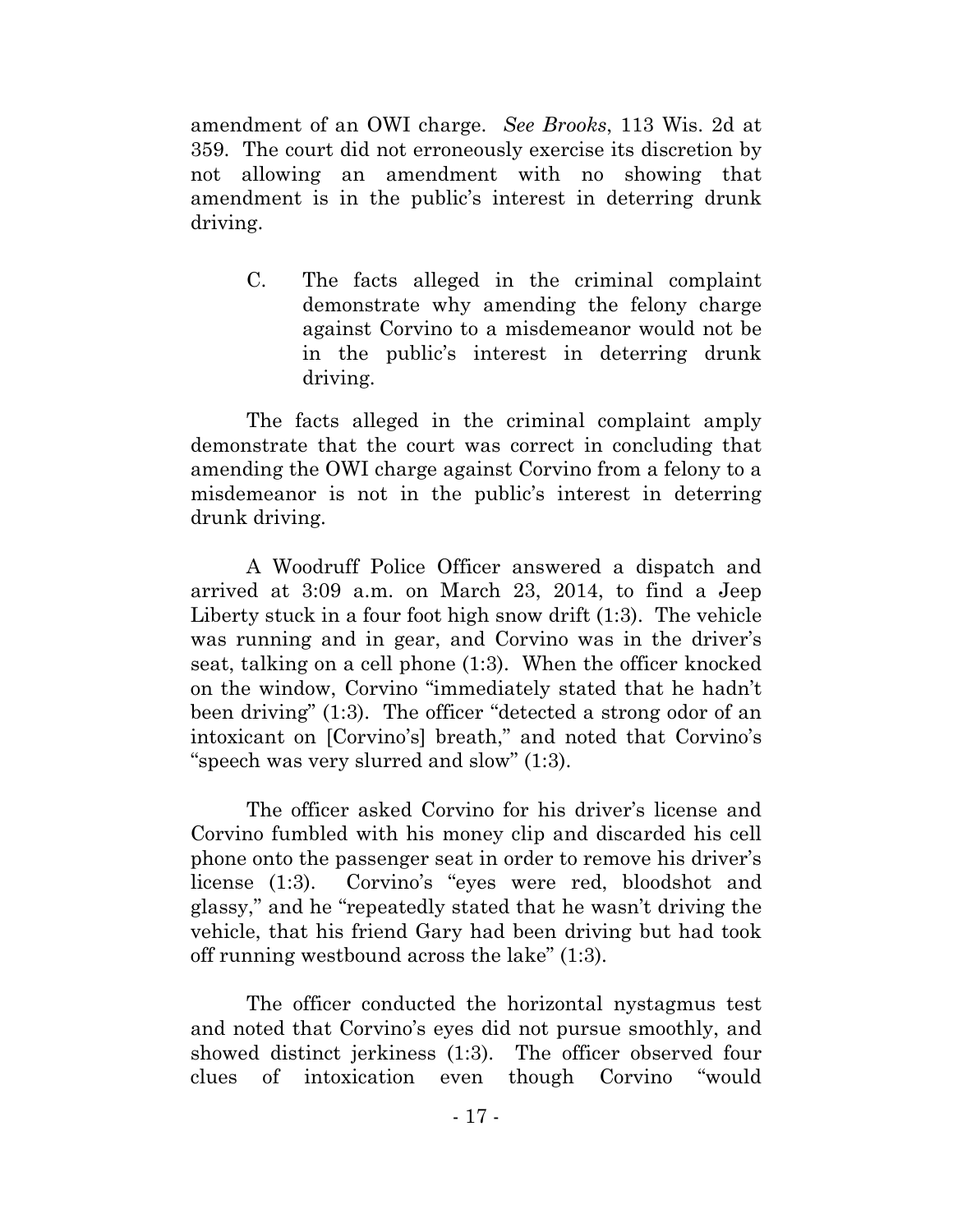amendment of an OWI charge. *See Brooks*, 113 Wis. 2d at 359. The court did not erroneously exercise its discretion by not allowing an amendment with no showing that amendment is in the public's interest in deterring drunk driving.

C. The facts alleged in the criminal complaint demonstrate why amending the felony charge against Corvino to a misdemeanor would not be in the public's interest in deterring drunk driving.

The facts alleged in the criminal complaint amply demonstrate that the court was correct in concluding that amending the OWI charge against Corvino from a felony to a misdemeanor is not in the public's interest in deterring drunk driving.

A Woodruff Police Officer answered a dispatch and arrived at 3:09 a.m. on March 23, 2014, to find a Jeep Liberty stuck in a four foot high snow drift (1:3). The vehicle was running and in gear, and Corvino was in the driver's seat, talking on a cell phone (1:3). When the officer knocked on the window, Corvino "immediately stated that he hadn't been driving" (1:3). The officer "detected a strong odor of an intoxicant on [Corvino's] breath," and noted that Corvino's "speech was very slurred and slow" (1:3).

The officer asked Corvino for his driver's license and Corvino fumbled with his money clip and discarded his cell phone onto the passenger seat in order to remove his driver's license (1:3). Corvino's "eyes were red, bloodshot and glassy," and he "repeatedly stated that he wasn't driving the vehicle, that his friend Gary had been driving but had took off running westbound across the lake" (1:3).

The officer conducted the horizontal nystagmus test and noted that Corvino's eyes did not pursue smoothly, and showed distinct jerkiness (1:3). The officer observed four clues of intoxication even though Corvino "would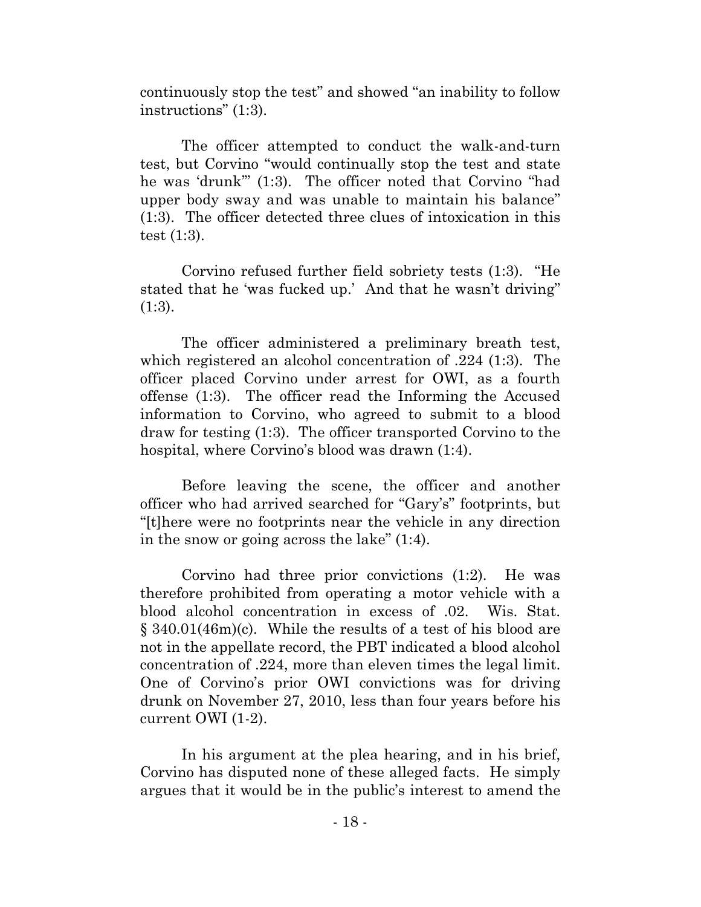continuously stop the test" and showed "an inability to follow instructions" (1:3).

The officer attempted to conduct the walk-and-turn test, but Corvino "would continually stop the test and state he was 'drunk'" (1:3). The officer noted that Corvino "had upper body sway and was unable to maintain his balance" (1:3). The officer detected three clues of intoxication in this test (1:3).

Corvino refused further field sobriety tests (1:3). "He stated that he 'was fucked up.' And that he wasn't driving" (1:3).

The officer administered a preliminary breath test, which registered an alcohol concentration of .224 (1:3). The officer placed Corvino under arrest for OWI, as a fourth offense (1:3). The officer read the Informing the Accused information to Corvino, who agreed to submit to a blood draw for testing (1:3). The officer transported Corvino to the hospital, where Corvino's blood was drawn (1:4).

Before leaving the scene, the officer and another officer who had arrived searched for "Gary's" footprints, but "[t]here were no footprints near the vehicle in any direction in the snow or going across the lake" (1:4).

Corvino had three prior convictions (1:2). He was therefore prohibited from operating a motor vehicle with a blood alcohol concentration in excess of .02. Wis. Stat. § 340.01(46m)(c). While the results of a test of his blood are not in the appellate record, the PBT indicated a blood alcohol concentration of .224, more than eleven times the legal limit. One of Corvino's prior OWI convictions was for driving drunk on November 27, 2010, less than four years before his current OWI (1-2).

In his argument at the plea hearing, and in his brief, Corvino has disputed none of these alleged facts. He simply argues that it would be in the public's interest to amend the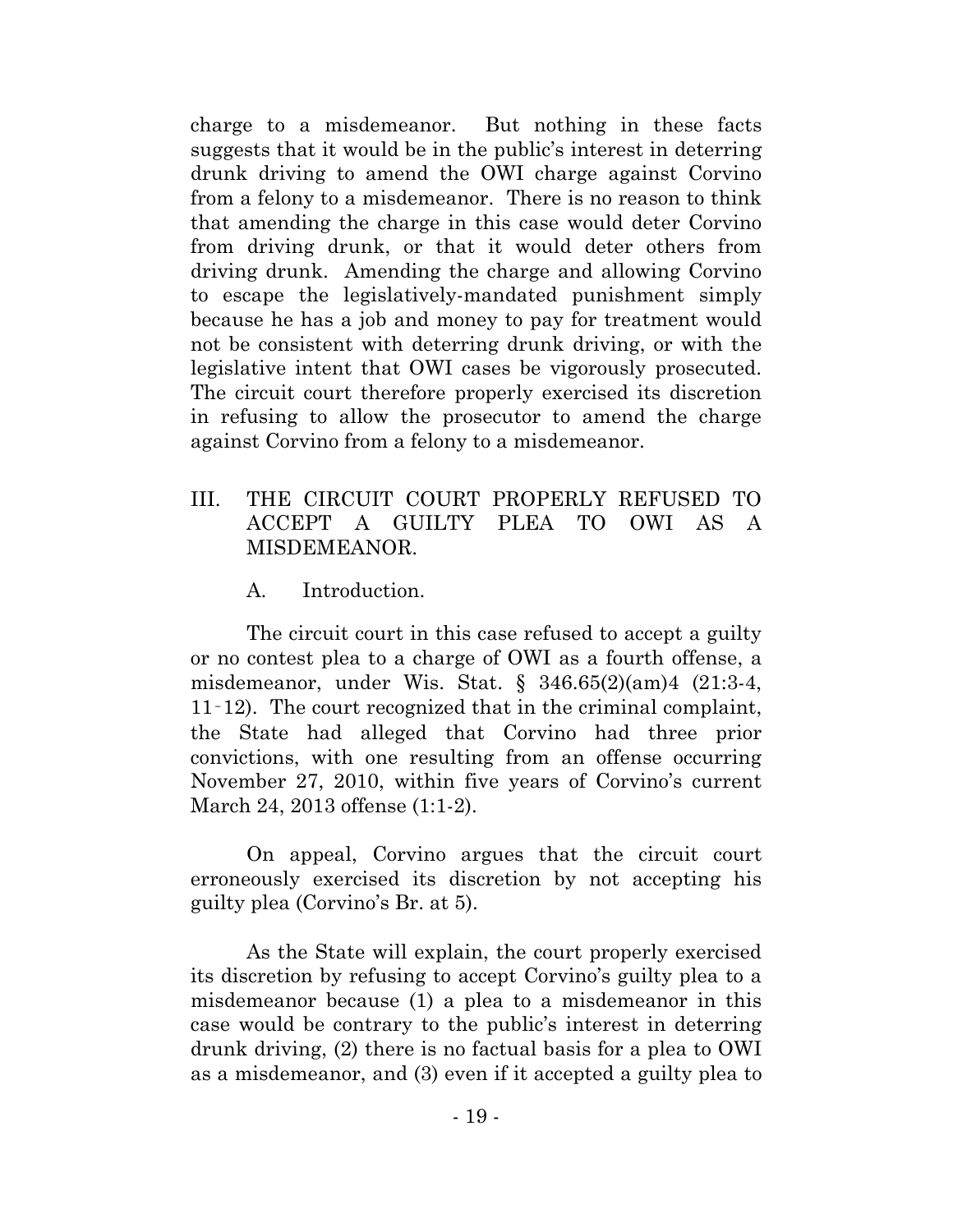charge to a misdemeanor. But nothing in these facts suggests that it would be in the public's interest in deterring drunk driving to amend the OWI charge against Corvino from a felony to a misdemeanor. There is no reason to think that amending the charge in this case would deter Corvino from driving drunk, or that it would deter others from driving drunk. Amending the charge and allowing Corvino to escape the legislatively-mandated punishment simply because he has a job and money to pay for treatment would not be consistent with deterring drunk driving, or with the legislative intent that OWI cases be vigorously prosecuted. The circuit court therefore properly exercised its discretion in refusing to allow the prosecutor to amend the charge against Corvino from a felony to a misdemeanor.

## III. THE CIRCUIT COURT PROPERLY REFUSED TO ACCEPT A GUILTY PLEA TO OWI AS A MISDEMEANOR.

### A. Introduction.

The circuit court in this case refused to accept a guilty or no contest plea to a charge of OWI as a fourth offense, a misdemeanor, under Wis. Stat. § 346.65(2)(am)4 (21:3-4, 11-12). The court recognized that in the criminal complaint, the State had alleged that Corvino had three prior convictions, with one resulting from an offense occurring November 27, 2010, within five years of Corvino's current March 24, 2013 offense (1:1-2).

On appeal, Corvino argues that the circuit court erroneously exercised its discretion by not accepting his guilty plea (Corvino's Br. at 5).

As the State will explain, the court properly exercised its discretion by refusing to accept Corvino's guilty plea to a misdemeanor because (1) a plea to a misdemeanor in this case would be contrary to the public's interest in deterring drunk driving, (2) there is no factual basis for a plea to OWI as a misdemeanor, and (3) even if it accepted a guilty plea to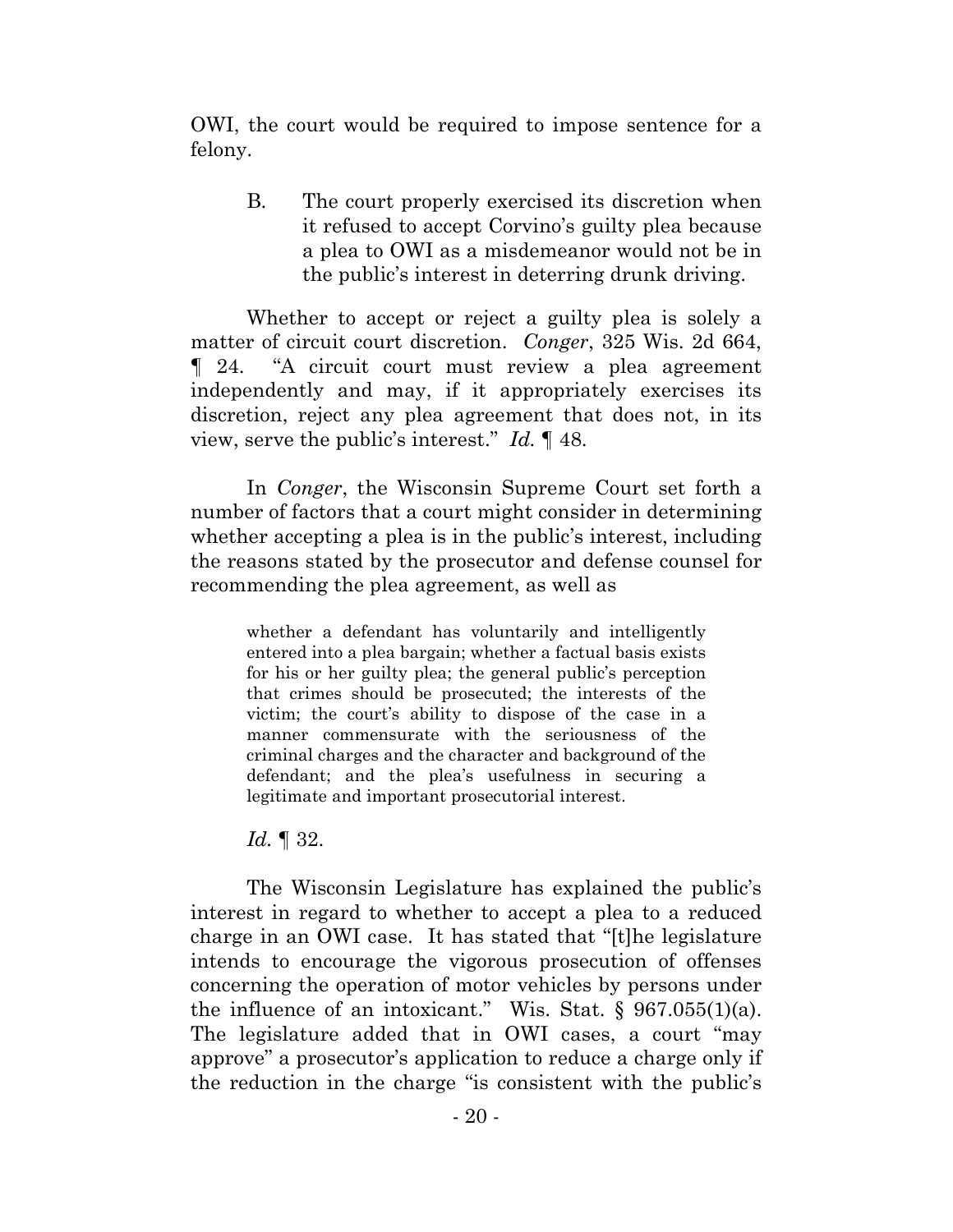OWI, the court would be required to impose sentence for a felony.

### B. The court properly exercised its discretion when it refused to accept Corvino's guilty plea because a plea to OWI as a misdemeanor would not be in the public's interest in deterring drunk driving.

Whether to accept or reject a guilty plea is solely a matter of circuit court discretion. *Conger*, 325 Wis. 2d 664, ¶ 24. "A circuit court must review a plea agreement independently and may, if it appropriately exercises its discretion, reject any plea agreement that does not, in its view, serve the public's interest." *Id.* ¶ 48.

In *Conger*, the Wisconsin Supreme Court set forth a number of factors that a court might consider in determining whether accepting a plea is in the public's interest, including the reasons stated by the prosecutor and defense counsel for recommending the plea agreement, as well as

> whether a defendant has voluntarily and intelligently entered into a plea bargain; whether a factual basis exists for his or her guilty plea; the general public's perception that crimes should be prosecuted; the interests of the victim; the court's ability to dispose of the case in a manner commensurate with the seriousness of the criminal charges and the character and background of the defendant; and the plea's usefulness in securing a legitimate and important prosecutorial interest.

*Id.* ¶ 32.

The Wisconsin Legislature has explained the public's interest in regard to whether to accept a plea to a reduced charge in an OWI case. It has stated that "[t]he legislature intends to encourage the vigorous prosecution of offenses concerning the operation of motor vehicles by persons under the influence of an intoxicant." Wis. Stat. § 967.055(1)(a). The legislature added that in OWI cases, a court "may approve" a prosecutor's application to reduce a charge only if the reduction in the charge "is consistent with the public's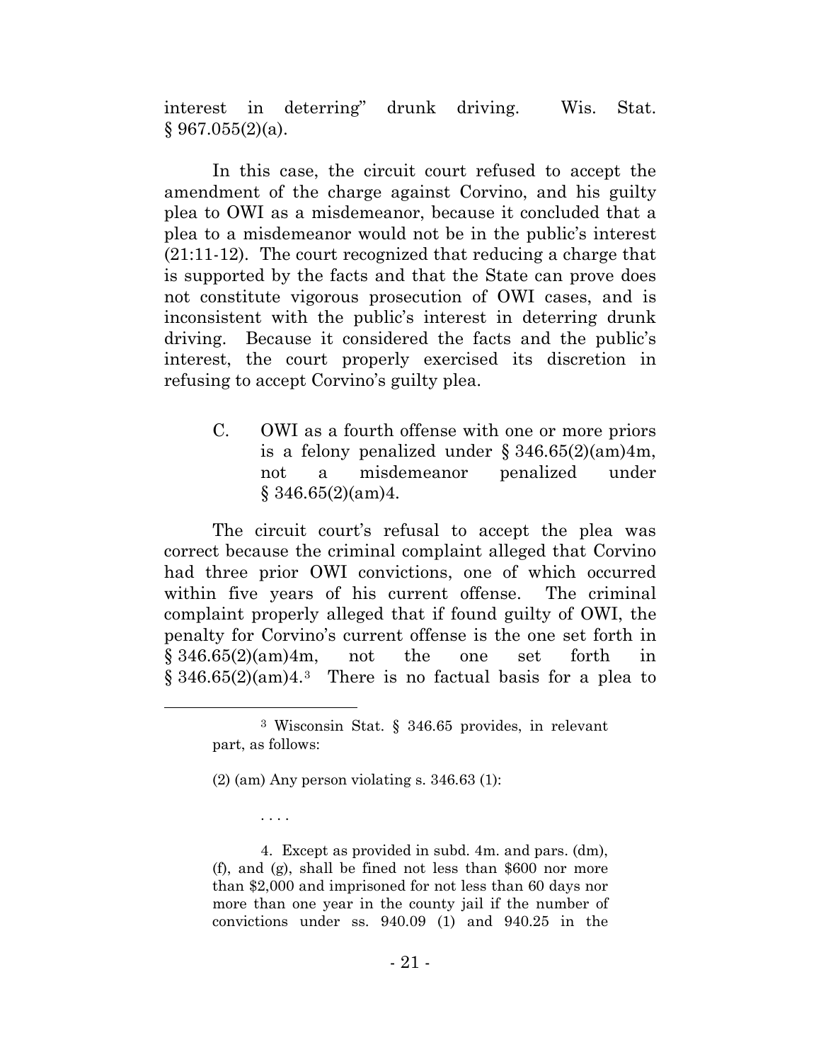interest in deterring" drunk driving. Wis. Stat. § 967.055(2)(a).

In this case, the circuit court refused to accept the amendment of the charge against Corvino, and his guilty plea to OWI as a misdemeanor, because it concluded that a plea to a misdemeanor would not be in the public's interest (21:11-12). The court recognized that reducing a charge that is supported by the facts and that the State can prove does not constitute vigorous prosecution of OWI cases, and is inconsistent with the public's interest in deterring drunk driving. Because it considered the facts and the public's interest, the court properly exercised its discretion in refusing to accept Corvino's guilty plea.

> C. OWI as a fourth offense with one or more priors is a felony penalized under § 346.65(2)(am)4m, not a misdemeanor penalized under § 346.65(2)(am)4.

The circuit court's refusal to accept the plea was correct because the criminal complaint alleged that Corvino had three prior OWI convictions, one of which occurred within five years of his current offense. The criminal complaint properly alleged that if found guilty of OWI, the penalty for Corvino's current offense is the one set forth in § 346.65(2)(am)4m, not the one set forth in § 346.65(2)(am)4.[3] There is no factual basis for a plea to

---

[3] Wisconsin Stat. § 346.65 provides, in relevant part, as follows:

(2) (am) Any person violating s. 346.63 (1):

. . . .

4. Except as provided in subd. 4m. and pars. (dm), (f), and (g), shall be fined not less than $600 nor more than $2,000 and imprisoned for not less than 60 days nor more than one year in the county jail if the number of convictions under ss. 940.09 (1) and 940.25 in the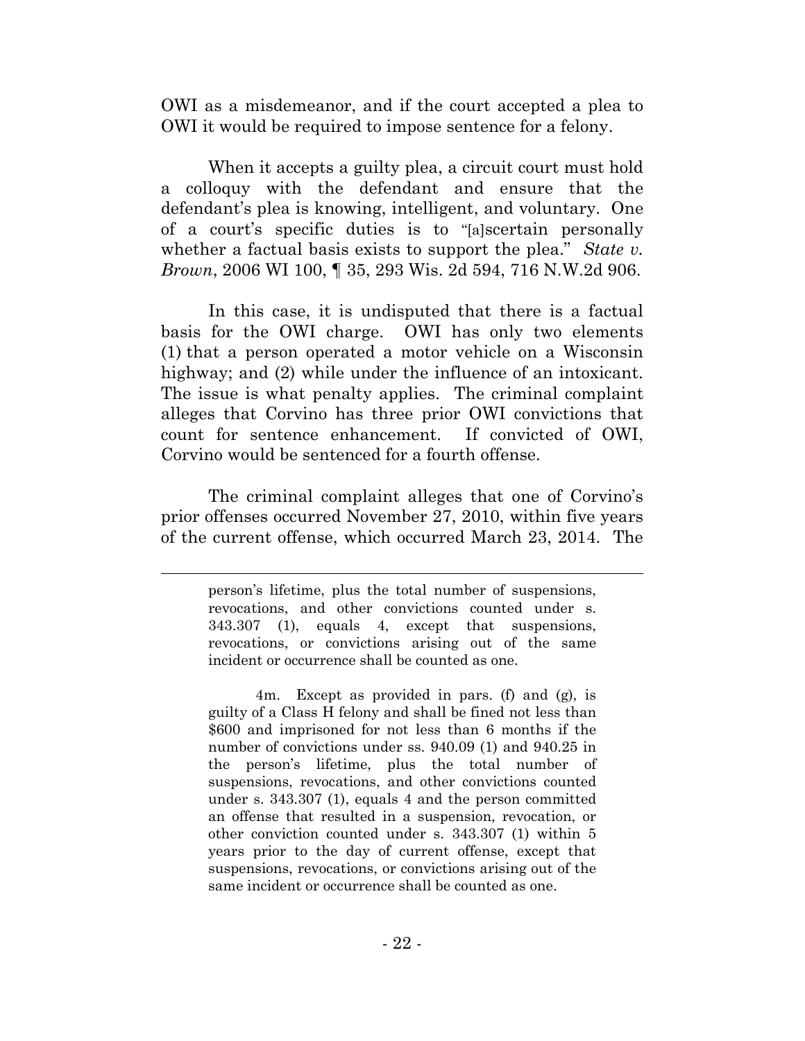OWI as a misdemeanor, and if the court accepted a plea to OWI it would be required to impose sentence for a felony.

When it accepts a guilty plea, a circuit court must hold a colloquy with the defendant and ensure that the defendant's plea is knowing, intelligent, and voluntary. One of a court's specific duties is to "[a]scertain personally whether a factual basis exists to support the plea." *State v. Brown*, 2006 WI 100, ¶ 35, 293 Wis. 2d 594, 716 N.W.2d 906.

In this case, it is undisputed that there is a factual basis for the OWI charge. OWI has only two elements (1) that a person operated a motor vehicle on a Wisconsin highway; and (2) while under the influence of an intoxicant. The issue is what penalty applies. The criminal complaint alleges that Corvino has three prior OWI convictions that count for sentence enhancement. If convicted of OWI, Corvino would be sentenced for a fourth offense.

The criminal complaint alleges that one of Corvino's prior offenses occurred November 27, 2010, within five years of the current offense, which occurred March 23, 2014. The

---

> person's lifetime, plus the total number of suspensions, revocations, and other convictions counted under s. 343.307 (1), equals 4, except that suspensions, revocations, or convictions arising out of the same incident or occurrence shall be counted as one.
>
> 4m. Except as provided in pars. (f) and (g), is guilty of a Class H felony and shall be fined not less than $600 and imprisoned for not less than 6 months if the number of convictions under ss. 940.09 (1) and 940.25 in the person's lifetime, plus the total number of suspensions, revocations, and other convictions counted under s. 343.307 (1), equals 4 and the person committed an offense that resulted in a suspension, revocation, or other conviction counted under s. 343.307 (1) within 5 years prior to the day of current offense, except that suspensions, revocations, or convictions arising out of the same incident or occurrence shall be counted as one.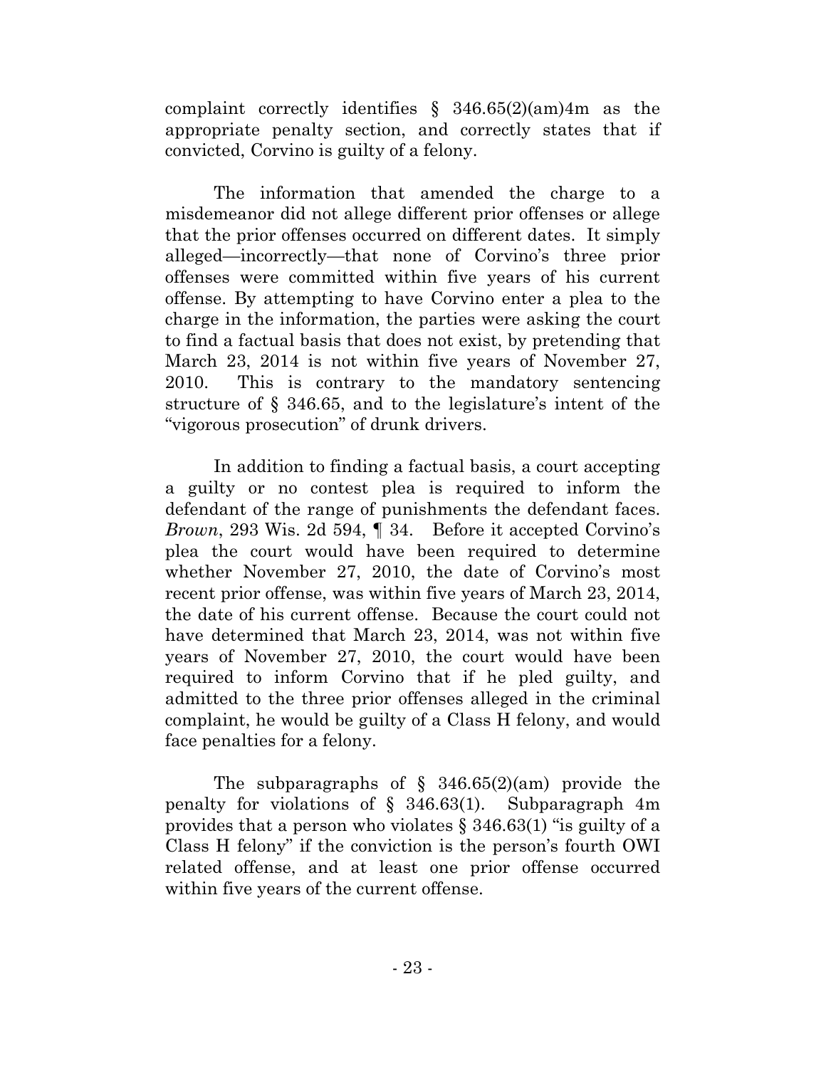complaint correctly identifies § 346.65(2)(am)4m as the appropriate penalty section, and correctly states that if convicted, Corvino is guilty of a felony.

The information that amended the charge to a misdemeanor did not allege different prior offenses or allege that the prior offenses occurred on different dates. It simply alleged—incorrectly—that none of Corvino's three prior offenses were committed within five years of his current offense. By attempting to have Corvino enter a plea to the charge in the information, the parties were asking the court to find a factual basis that does not exist, by pretending that March 23, 2014 is not within five years of November 27, 2010. This is contrary to the mandatory sentencing structure of § 346.65, and to the legislature's intent of the "vigorous prosecution" of drunk drivers.

In addition to finding a factual basis, a court accepting a guilty or no contest plea is required to inform the defendant of the range of punishments the defendant faces. *Brown*, 293 Wis. 2d 594, ¶ 34. Before it accepted Corvino's plea the court would have been required to determine whether November 27, 2010, the date of Corvino's most recent prior offense, was within five years of March 23, 2014, the date of his current offense. Because the court could not have determined that March 23, 2014, was not within five years of November 27, 2010, the court would have been required to inform Corvino that if he pled guilty, and admitted to the three prior offenses alleged in the criminal complaint, he would be guilty of a Class H felony, and would face penalties for a felony.

The subparagraphs of § 346.65(2)(am) provide the penalty for violations of § 346.63(1). Subparagraph 4m provides that a person who violates § 346.63(1) "is guilty of a Class H felony" if the conviction is the person's fourth OWI related offense, and at least one prior offense occurred within five years of the current offense.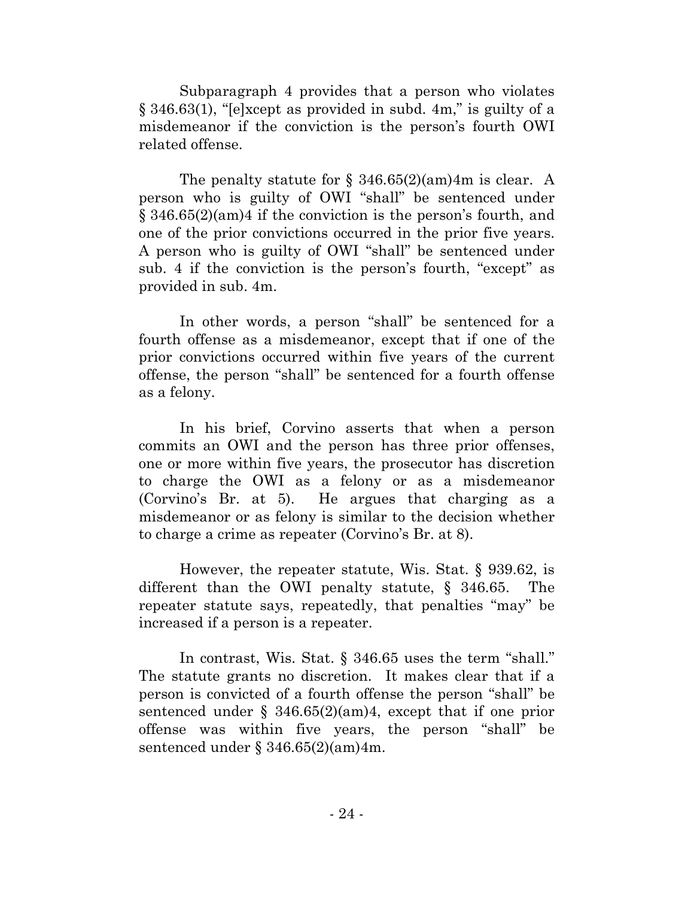Subparagraph 4 provides that a person who violates § 346.63(1), "[e]xcept as provided in subd. 4m," is guilty of a misdemeanor if the conviction is the person's fourth OWI related offense.

The penalty statute for § 346.65(2)(am)4m is clear. A person who is guilty of OWI "shall" be sentenced under § 346.65(2)(am)4 if the conviction is the person's fourth, and one of the prior convictions occurred in the prior five years. A person who is guilty of OWI "shall" be sentenced under sub. 4 if the conviction is the person's fourth, "except" as provided in sub. 4m.

In other words, a person "shall" be sentenced for a fourth offense as a misdemeanor, except that if one of the prior convictions occurred within five years of the current offense, the person "shall" be sentenced for a fourth offense as a felony.

In his brief, Corvino asserts that when a person commits an OWI and the person has three prior offenses, one or more within five years, the prosecutor has discretion to charge the OWI as a felony or as a misdemeanor (Corvino's Br. at 5). He argues that charging as a misdemeanor or as felony is similar to the decision whether to charge a crime as repeater (Corvino's Br. at 8).

However, the repeater statute, Wis. Stat. § 939.62, is different than the OWI penalty statute, § 346.65. The repeater statute says, repeatedly, that penalties "may" be increased if a person is a repeater.

In contrast, Wis. Stat. § 346.65 uses the term "shall." The statute grants no discretion. It makes clear that if a person is convicted of a fourth offense the person "shall" be sentenced under § 346.65(2)(am)4, except that if one prior offense was within five years, the person "shall" be sentenced under § 346.65(2)(am)4m.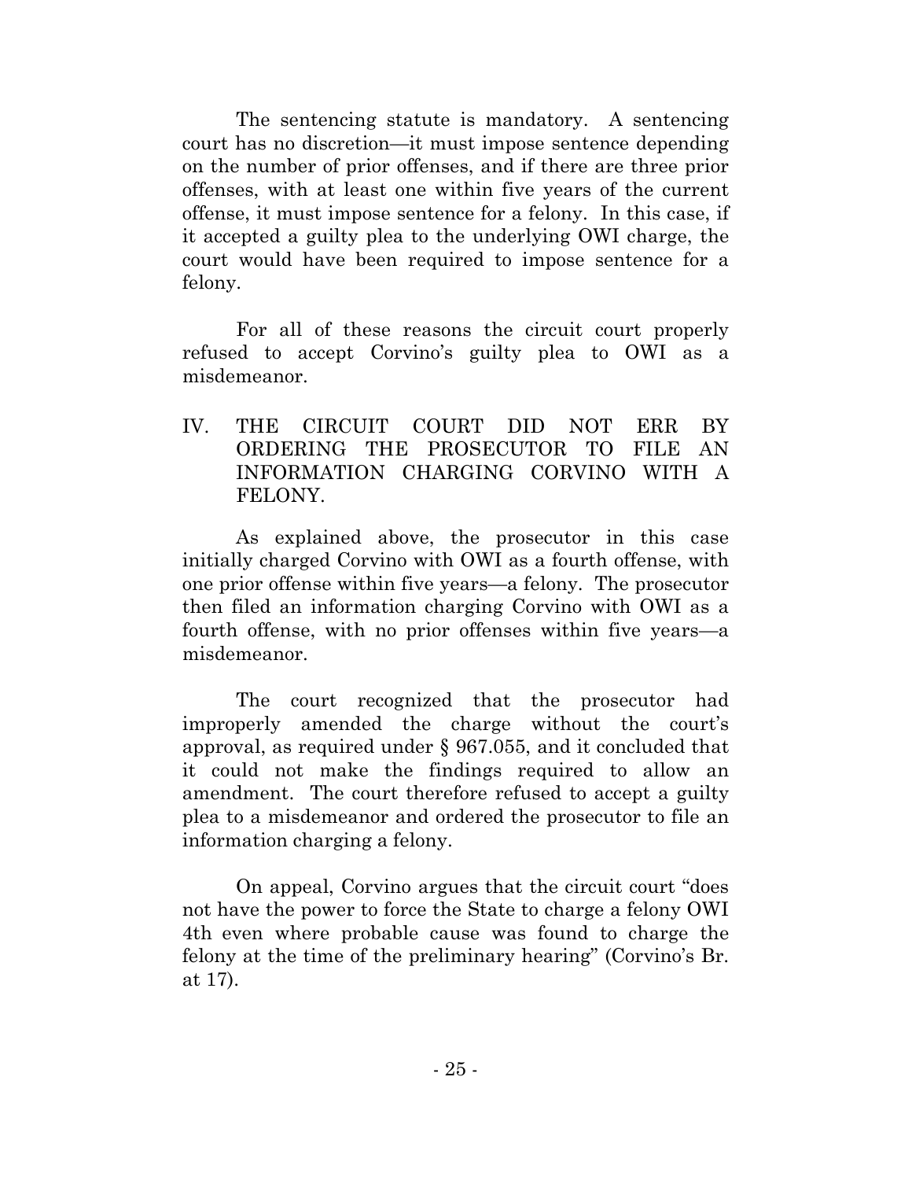The sentencing statute is mandatory. A sentencing court has no discretion—it must impose sentence depending on the number of prior offenses, and if there are three prior offenses, with at least one within five years of the current offense, it must impose sentence for a felony. In this case, if it accepted a guilty plea to the underlying OWI charge, the court would have been required to impose sentence for a felony.

For all of these reasons the circuit court properly refused to accept Corvino's guilty plea to OWI as a misdemeanor.

## IV. THE CIRCUIT COURT DID NOT ERR BY ORDERING THE PROSECUTOR TO FILE AN INFORMATION CHARGING CORVINO WITH A FELONY.

As explained above, the prosecutor in this case initially charged Corvino with OWI as a fourth offense, with one prior offense within five years—a felony. The prosecutor then filed an information charging Corvino with OWI as a fourth offense, with no prior offenses within five years—a misdemeanor.

The court recognized that the prosecutor had improperly amended the charge without the court's approval, as required under § 967.055, and it concluded that it could not make the findings required to allow an amendment. The court therefore refused to accept a guilty plea to a misdemeanor and ordered the prosecutor to file an information charging a felony.

On appeal, Corvino argues that the circuit court "does not have the power to force the State to charge a felony OWI 4th even where probable cause was found to charge the felony at the time of the preliminary hearing" (Corvino's Br. at 17).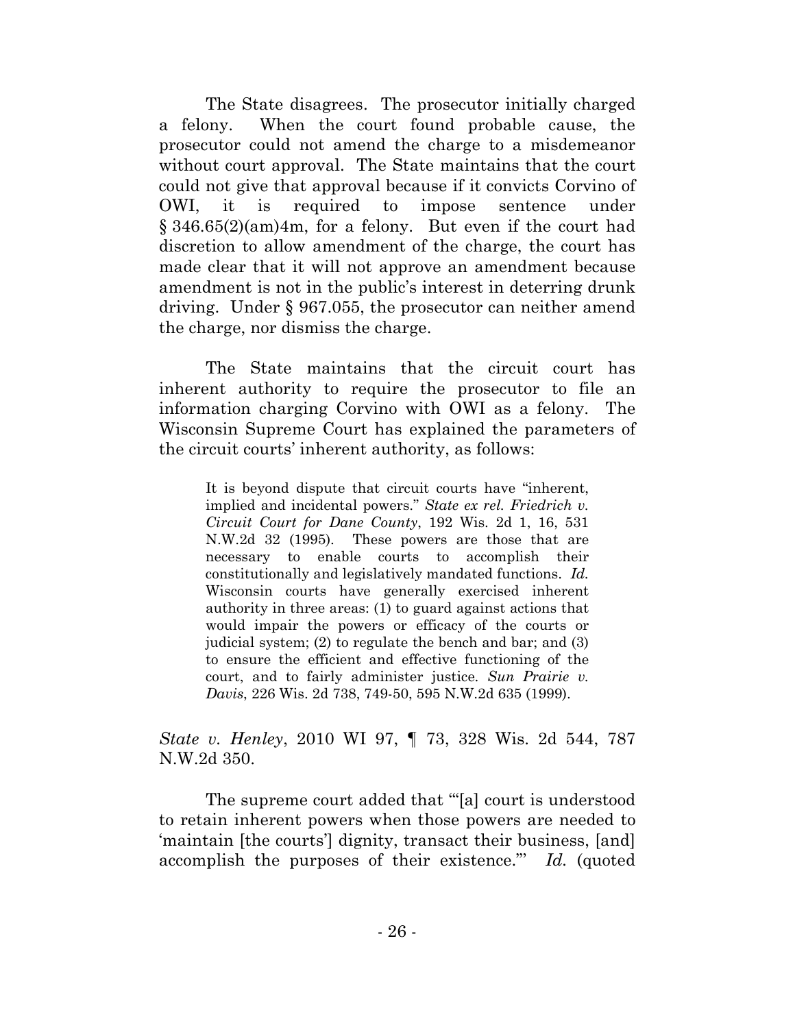The State disagrees. The prosecutor initially charged a felony. When the court found probable cause, the prosecutor could not amend the charge to a misdemeanor without court approval. The State maintains that the court could not give that approval because if it convicts Corvino of OWI, it is required to impose sentence under § 346.65(2)(am)4m, for a felony. But even if the court had discretion to allow amendment of the charge, the court has made clear that it will not approve an amendment because amendment is not in the public's interest in deterring drunk driving. Under § 967.055, the prosecutor can neither amend the charge, nor dismiss the charge.

The State maintains that the circuit court has inherent authority to require the prosecutor to file an information charging Corvino with OWI as a felony. The Wisconsin Supreme Court has explained the parameters of the circuit courts' inherent authority, as follows:

> It is beyond dispute that circuit courts have "inherent, implied and incidental powers." *State ex rel. Friedrich v. Circuit Court for Dane County*, 192 Wis. 2d 1, 16, 531 N.W.2d 32 (1995). These powers are those that are necessary to enable courts to accomplish their constitutionally and legislatively mandated functions. *Id.* Wisconsin courts have generally exercised inherent authority in three areas: (1) to guard against actions that would impair the powers or efficacy of the courts or judicial system; (2) to regulate the bench and bar; and (3) to ensure the efficient and effective functioning of the court, and to fairly administer justice. *Sun Prairie v. Davis*, 226 Wis. 2d 738, 749-50, 595 N.W.2d 635 (1999).

*State v. Henley*, 2010 WI 97, ¶ 73, 328 Wis. 2d 544, 787 N.W.2d 350.

The supreme court added that "'[a] court is understood to retain inherent powers when those powers are needed to 'maintain [the courts'] dignity, transact their business, [and] accomplish the purposes of their existence.'" *Id.* (quoted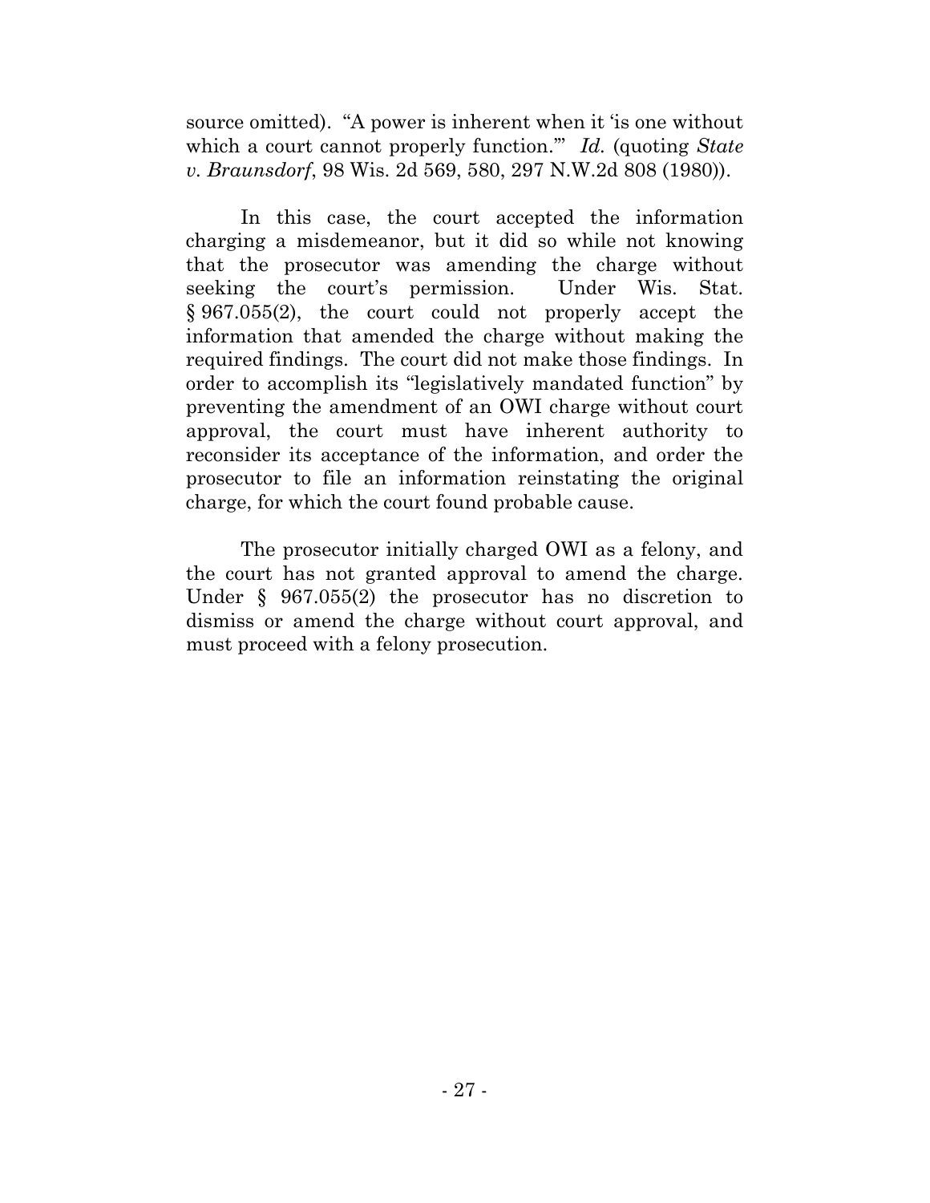source omitted). "A power is inherent when it 'is one without which a court cannot properly function.'" *Id.* (quoting *State v. Braunsdorf*, 98 Wis. 2d 569, 580, 297 N.W.2d 808 (1980)).

In this case, the court accepted the information charging a misdemeanor, but it did so while not knowing that the prosecutor was amending the charge without seeking the court's permission. Under Wis. Stat. § 967.055(2), the court could not properly accept the information that amended the charge without making the required findings. The court did not make those findings. In order to accomplish its "legislatively mandated function" by preventing the amendment of an OWI charge without court approval, the court must have inherent authority to reconsider its acceptance of the information, and order the prosecutor to file an information reinstating the original charge, for which the court found probable cause.

The prosecutor initially charged OWI as a felony, and the court has not granted approval to amend the charge. Under § 967.055(2) the prosecutor has no discretion to dismiss or amend the charge without court approval, and must proceed with a felony prosecution.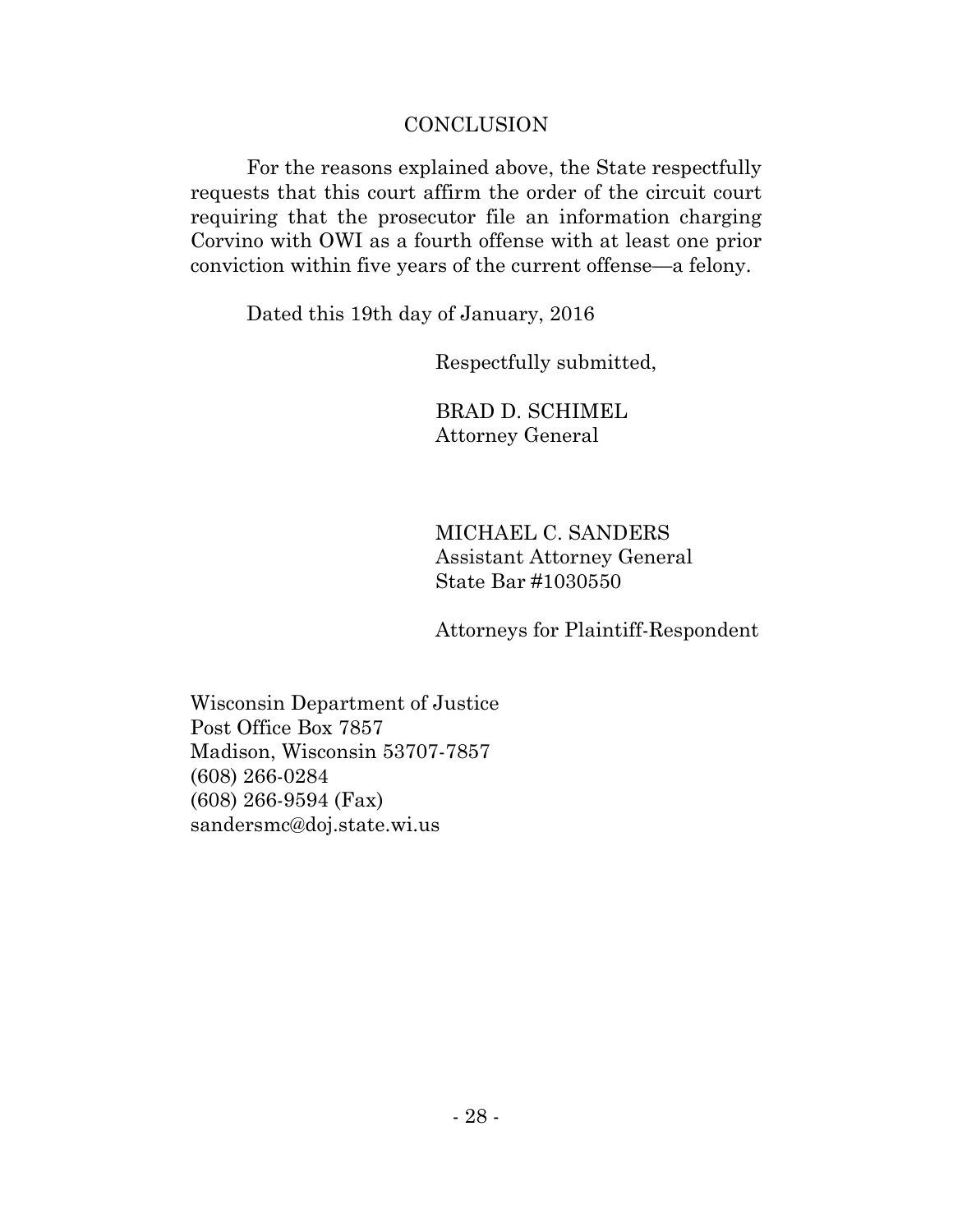## CONCLUSION

For the reasons explained above, the State respectfully requests that this court affirm the order of the circuit court requiring that the prosecutor file an information charging Corvino with OWI as a fourth offense with at least one prior conviction within five years of the current offense—a felony.

Dated this 19th day of January, 2016

Respectfully submitted,

BRAD D. SCHIMEL
Attorney General

MICHAEL C. SANDERS
Assistant Attorney General
State Bar #1030550

Attorneys for Plaintiff-Respondent

Wisconsin Department of Justice
Post Office Box 7857
Madison, Wisconsin 53707-7857
(608) 266-0284
(608) 266-9594 (Fax)
sandersmc@doj.state.wi.us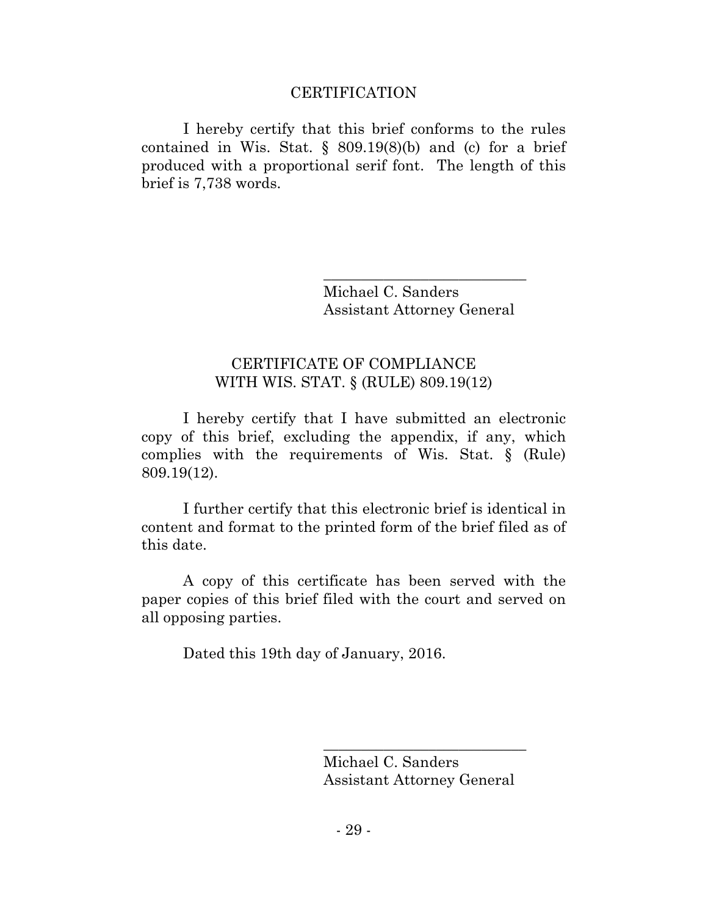## CERTIFICATION

I hereby certify that this brief conforms to the rules contained in Wis. Stat. § 809.19(8)(b) and (c) for a brief produced with a proportional serif font. The length of this brief is 7,738 words.

\_\_\_\_\_\_\_\_\_\_\_\_\_\_\_\_\_\_\_\_\_\_\_\_\_\_\_\_
Michael C. Sanders
Assistant Attorney General

## CERTIFICATE OF COMPLIANCE WITH WIS. STAT. § (RULE) 809.19(12)

I hereby certify that I have submitted an electronic copy of this brief, excluding the appendix, if any, which complies with the requirements of Wis. Stat. § (Rule) 809.19(12).

I further certify that this electronic brief is identical in content and format to the printed form of the brief filed as of this date.

A copy of this certificate has been served with the paper copies of this brief filed with the court and served on all opposing parties.

Dated this 19th day of January, 2016.

\_\_\_\_\_\_\_\_\_\_\_\_\_\_\_\_\_\_\_\_\_\_\_\_\_\_\_\_
Michael C. Sanders
Assistant Attorney General